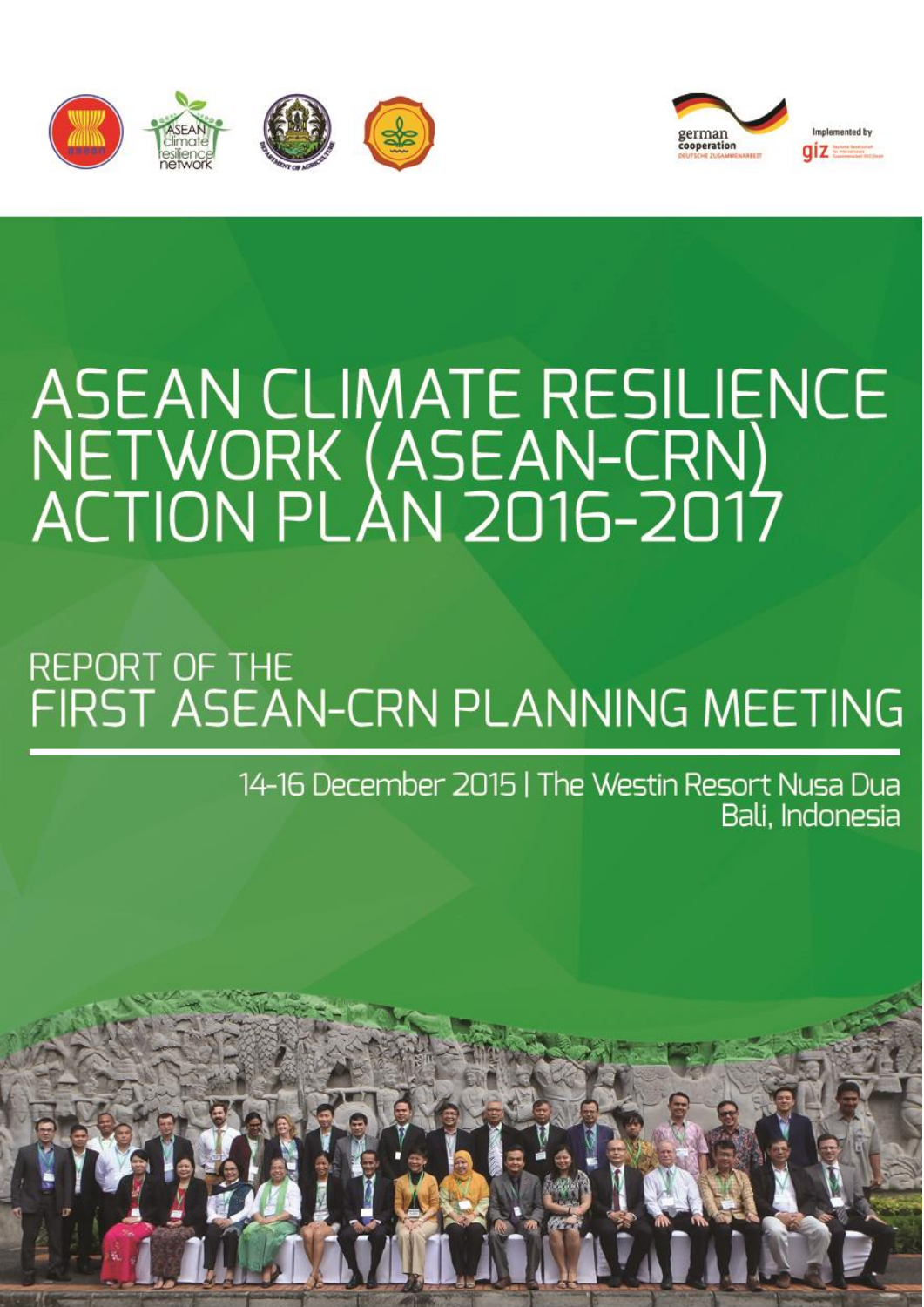# ASEAN CLIMATE RESILIENCE NETWORK (ASEAN-CRN) ACTION PLAN 2016-2017

## REPORT OF THE FIRST ASEAN-CRN PLANNING MEETING

14-16 December 2015 | The Westin Resort Nusa Dua
Bali, Indonesia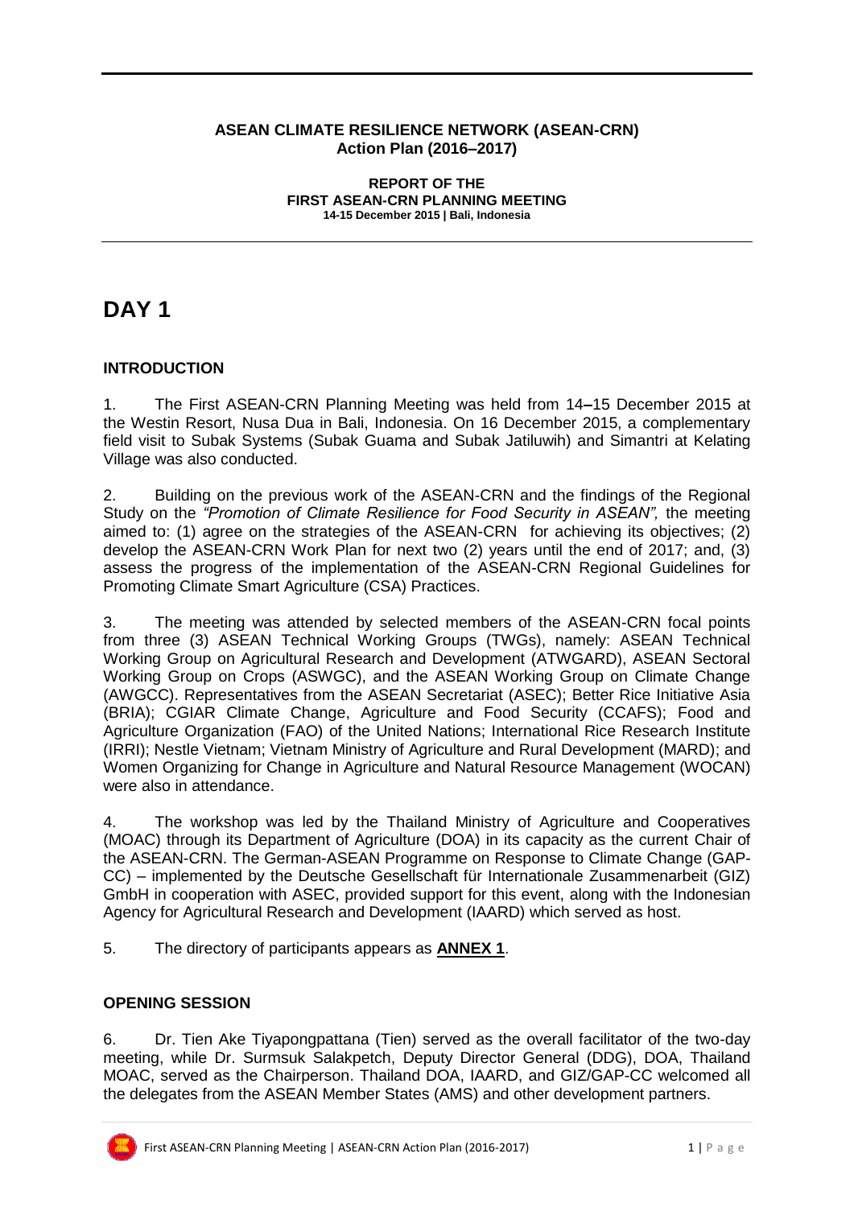**ASEAN CLIMATE RESILIENCE NETWORK (ASEAN-CRN)**
**Action Plan (2016–2017)**

**REPORT OF THE**
**FIRST ASEAN-CRN PLANNING MEETING**
**14-15 December 2015 | Bali, Indonesia**

# DAY 1

## INTRODUCTION

1. The First ASEAN-CRN Planning Meeting was held from 14–15 December 2015 at the Westin Resort, Nusa Dua in Bali, Indonesia. On 16 December 2015, a complementary field visit to Subak Systems (Subak Guama and Subak Jatiluwih) and Simantri at Kelating Village was also conducted.

2. Building on the previous work of the ASEAN-CRN and the findings of the Regional Study on the *"Promotion of Climate Resilience for Food Security in ASEAN",* the meeting aimed to: (1) agree on the strategies of the ASEAN-CRN for achieving its objectives; (2) develop the ASEAN-CRN Work Plan for next two (2) years until the end of 2017; and, (3) assess the progress of the implementation of the ASEAN-CRN Regional Guidelines for Promoting Climate Smart Agriculture (CSA) Practices.

3. The meeting was attended by selected members of the ASEAN-CRN focal points from three (3) ASEAN Technical Working Groups (TWGs), namely: ASEAN Technical Working Group on Agricultural Research and Development (ATWGARD), ASEAN Sectoral Working Group on Crops (ASWGC), and the ASEAN Working Group on Climate Change (AWGCC). Representatives from the ASEAN Secretariat (ASEC); Better Rice Initiative Asia (BRIA); CGIAR Climate Change, Agriculture and Food Security (CCAFS); Food and Agriculture Organization (FAO) of the United Nations; International Rice Research Institute (IRRI); Nestle Vietnam; Vietnam Ministry of Agriculture and Rural Development (MARD); and Women Organizing for Change in Agriculture and Natural Resource Management (WOCAN) were also in attendance.

4. The workshop was led by the Thailand Ministry of Agriculture and Cooperatives (MOAC) through its Department of Agriculture (DOA) in its capacity as the current Chair of the ASEAN-CRN. The German-ASEAN Programme on Response to Climate Change (GAP-CC) – implemented by the Deutsche Gesellschaft für Internationale Zusammenarbeit (GIZ) GmbH in cooperation with ASEC, provided support for this event, along with the Indonesian Agency for Agricultural Research and Development (IAARD) which served as host.

5. The directory of participants appears as **ANNEX 1**.

## OPENING SESSION

6. Dr. Tien Ake Tiyapongpattana (Tien) served as the overall facilitator of the two-day meeting, while Dr. Surmsuk Salakpetch, Deputy Director General (DDG), DOA, Thailand MOAC, served as the Chairperson. Thailand DOA, IAARD, and GIZ/GAP-CC welcomed all the delegates from the ASEAN Member States (AMS) and other development partners.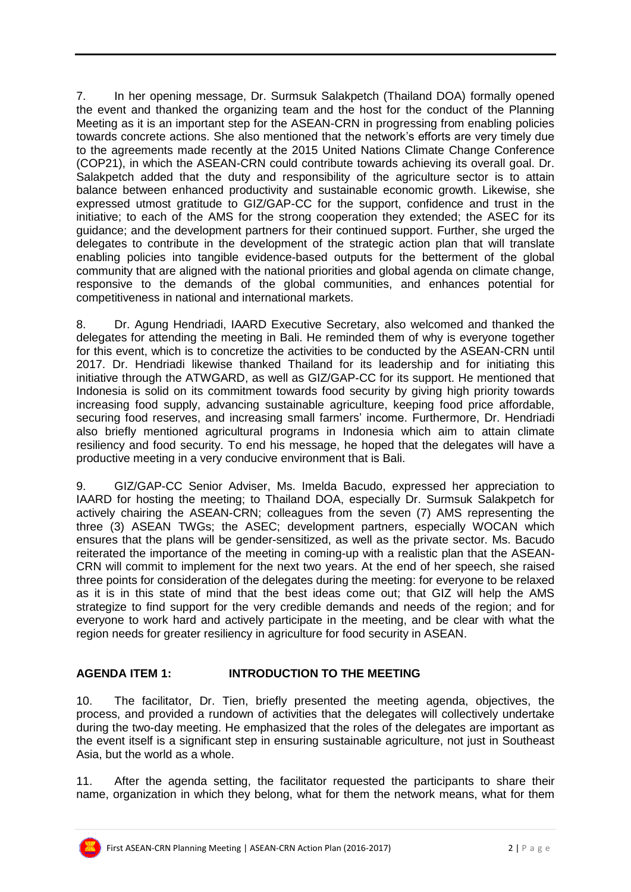7. In her opening message, Dr. Surmsuk Salakpetch (Thailand DOA) formally opened the event and thanked the organizing team and the host for the conduct of the Planning Meeting as it is an important step for the ASEAN-CRN in progressing from enabling policies towards concrete actions. She also mentioned that the network's efforts are very timely due to the agreements made recently at the 2015 United Nations Climate Change Conference (COP21), in which the ASEAN-CRN could contribute towards achieving its overall goal. Dr. Salakpetch added that the duty and responsibility of the agriculture sector is to attain balance between enhanced productivity and sustainable economic growth. Likewise, she expressed utmost gratitude to GIZ/GAP-CC for the support, confidence and trust in the initiative; to each of the AMS for the strong cooperation they extended; the ASEC for its guidance; and the development partners for their continued support. Further, she urged the delegates to contribute in the development of the strategic action plan that will translate enabling policies into tangible evidence-based outputs for the betterment of the global community that are aligned with the national priorities and global agenda on climate change, responsive to the demands of the global communities, and enhances potential for competitiveness in national and international markets.

8. Dr. Agung Hendriadi, IAARD Executive Secretary, also welcomed and thanked the delegates for attending the meeting in Bali. He reminded them of why is everyone together for this event, which is to concretize the activities to be conducted by the ASEAN-CRN until 2017. Dr. Hendriadi likewise thanked Thailand for its leadership and for initiating this initiative through the ATWGARD, as well as GIZ/GAP-CC for its support. He mentioned that Indonesia is solid on its commitment towards food security by giving high priority towards increasing food supply, advancing sustainable agriculture, keeping food price affordable, securing food reserves, and increasing small farmers' income. Furthermore, Dr. Hendriadi also briefly mentioned agricultural programs in Indonesia which aim to attain climate resiliency and food security. To end his message, he hoped that the delegates will have a productive meeting in a very conducive environment that is Bali.

9. GIZ/GAP-CC Senior Adviser, Ms. Imelda Bacudo, expressed her appreciation to IAARD for hosting the meeting; to Thailand DOA, especially Dr. Surmsuk Salakpetch for actively chairing the ASEAN-CRN; colleagues from the seven (7) AMS representing the three (3) ASEAN TWGs; the ASEC; development partners, especially WOCAN which ensures that the plans will be gender-sensitized, as well as the private sector. Ms. Bacudo reiterated the importance of the meeting in coming-up with a realistic plan that the ASEAN-CRN will commit to implement for the next two years. At the end of her speech, she raised three points for consideration of the delegates during the meeting: for everyone to be relaxed as it is in this state of mind that the best ideas come out; that GIZ will help the AMS strategize to find support for the very credible demands and needs of the region; and for everyone to work hard and actively participate in the meeting, and be clear with what the region needs for greater resiliency in agriculture for food security in ASEAN.

## AGENDA ITEM 1: INTRODUCTION TO THE MEETING

10. The facilitator, Dr. Tien, briefly presented the meeting agenda, objectives, the process, and provided a rundown of activities that the delegates will collectively undertake during the two-day meeting. He emphasized that the roles of the delegates are important as the event itself is a significant step in ensuring sustainable agriculture, not just in Southeast Asia, but the world as a whole.

11. After the agenda setting, the facilitator requested the participants to share their name, organization in which they belong, what for them the network means, what for them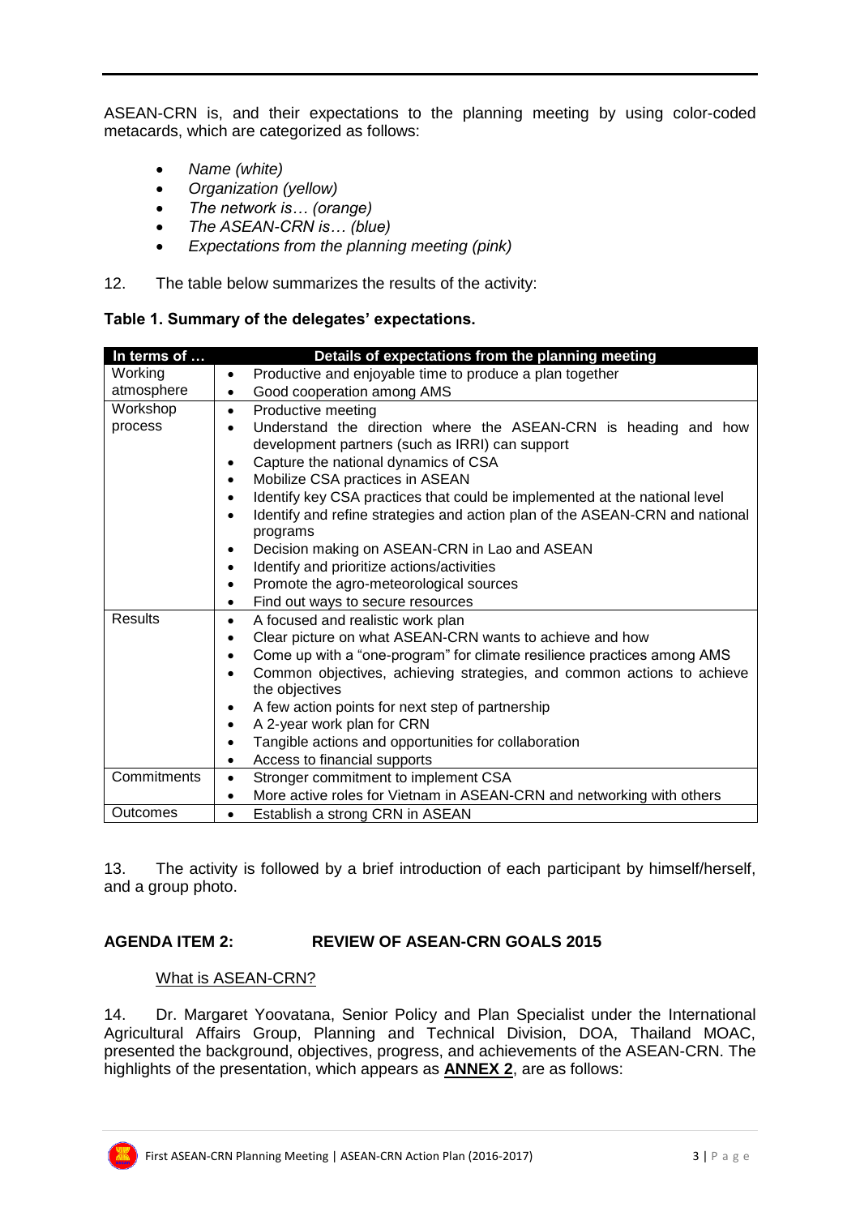ASEAN-CRN is, and their expectations to the planning meeting by using color-coded metacards, which are categorized as follows:

- *Name (white)*
- *Organization (yellow)*
- *The network is… (orange)*
- *The ASEAN-CRN is… (blue)*
- *Expectations from the planning meeting (pink)*

12. The table below summarizes the results of the activity:

**Table 1. Summary of the delegates' expectations.**

| In terms of … | Details of expectations from the planning meeting |
|---|---|
| Working atmosphere | • Productive and enjoyable time to produce a plan together<br>• Good cooperation among AMS |
| Workshop process | • Productive meeting<br>• Understand the direction where the ASEAN-CRN is heading and how development partners (such as IRRI) can support<br>• Capture the national dynamics of CSA<br>• Mobilize CSA practices in ASEAN<br>• Identify key CSA practices that could be implemented at the national level<br>• Identify and refine strategies and action plan of the ASEAN-CRN and national programs<br>• Decision making on ASEAN-CRN in Lao and ASEAN<br>• Identify and prioritize actions/activities<br>• Promote the agro-meteorological sources<br>• Find out ways to secure resources |
| Results | • A focused and realistic work plan<br>• Clear picture on what ASEAN-CRN wants to achieve and how<br>• Come up with a "one-program" for climate resilience practices among AMS<br>• Common objectives, achieving strategies, and common actions to achieve the objectives<br>• A few action points for next step of partnership<br>• A 2-year work plan for CRN<br>• Tangible actions and opportunities for collaboration<br>• Access to financial supports |
| Commitments | • Stronger commitment to implement CSA<br>• More active roles for Vietnam in ASEAN-CRN and networking with others |
| Outcomes | • Establish a strong CRN in ASEAN |

13. The activity is followed by a brief introduction of each participant by himself/herself, and a group photo.

## AGENDA ITEM 2: REVIEW OF ASEAN-CRN GOALS 2015

What is ASEAN-CRN?

14. Dr. Margaret Yoovatana, Senior Policy and Plan Specialist under the International Agricultural Affairs Group, Planning and Technical Division, DOA, Thailand MOAC, presented the background, objectives, progress, and achievements of the ASEAN-CRN. The highlights of the presentation, which appears as **ANNEX 2**, are as follows: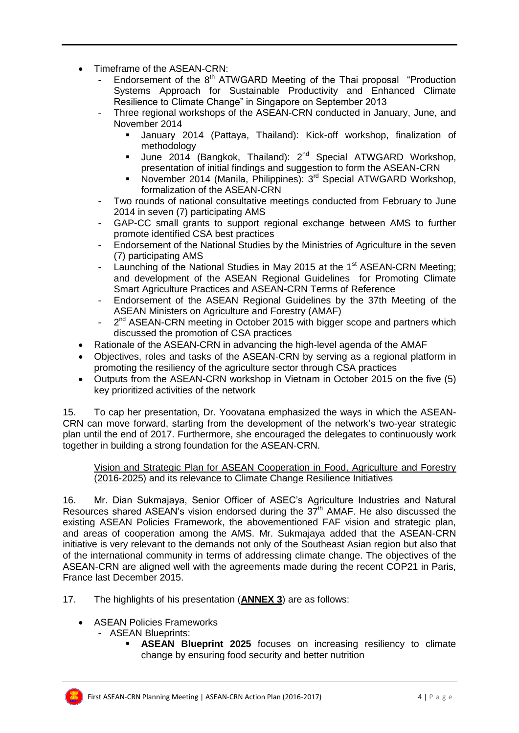- Timeframe of the ASEAN-CRN:
  - Endorsement of the 8th ATWGARD Meeting of the Thai proposal "Production Systems Approach for Sustainable Productivity and Enhanced Climate Resilience to Climate Change" in Singapore on September 2013
  - Three regional workshops of the ASEAN-CRN conducted in January, June, and November 2014
    - January 2014 (Pattaya, Thailand): Kick-off workshop, finalization of methodology
    - June 2014 (Bangkok, Thailand): 2nd Special ATWGARD Workshop, presentation of initial findings and suggestion to form the ASEAN-CRN
    - November 2014 (Manila, Philippines): 3rd Special ATWGARD Workshop, formalization of the ASEAN-CRN
  - Two rounds of national consultative meetings conducted from February to June 2014 in seven (7) participating AMS
  - GAP-CC small grants to support regional exchange between AMS to further promote identified CSA best practices
  - Endorsement of the National Studies by the Ministries of Agriculture in the seven (7) participating AMS
  - Launching of the National Studies in May 2015 at the 1st ASEAN-CRN Meeting; and development of the ASEAN Regional Guidelines for Promoting Climate Smart Agriculture Practices and ASEAN-CRN Terms of Reference
  - Endorsement of the ASEAN Regional Guidelines by the 37th Meeting of the ASEAN Ministers on Agriculture and Forestry (AMAF)
  - 2nd ASEAN-CRN meeting in October 2015 with bigger scope and partners which discussed the promotion of CSA practices
- Rationale of the ASEAN-CRN in advancing the high-level agenda of the AMAF
- Objectives, roles and tasks of the ASEAN-CRN by serving as a regional platform in promoting the resiliency of the agriculture sector through CSA practices
- Outputs from the ASEAN-CRN workshop in Vietnam in October 2015 on the five (5) key prioritized activities of the network

15. To cap her presentation, Dr. Yoovatana emphasized the ways in which the ASEAN-CRN can move forward, starting from the development of the network's two-year strategic plan until the end of 2017. Furthermore, she encouraged the delegates to continuously work together in building a strong foundation for the ASEAN-CRN.

Vision and Strategic Plan for ASEAN Cooperation in Food, Agriculture and Forestry (2016-2025) and its relevance to Climate Change Resilience Initiatives

16. Mr. Dian Sukmajaya, Senior Officer of ASEC's Agriculture Industries and Natural Resources shared ASEAN's vision endorsed during the 37th AMAF. He also discussed the existing ASEAN Policies Framework, the abovementioned FAF vision and strategic plan, and areas of cooperation among the AMS. Mr. Sukmajaya added that the ASEAN-CRN initiative is very relevant to the demands not only of the Southeast Asian region but also that of the international community in terms of addressing climate change. The objectives of the ASEAN-CRN are aligned well with the agreements made during the recent COP21 in Paris, France last December 2015.

17. The highlights of his presentation (**ANNEX 3**) are as follows:

- ASEAN Policies Frameworks
  - ASEAN Blueprints:
    - **ASEAN Blueprint 2025** focuses on increasing resiliency to climate change by ensuring food security and better nutrition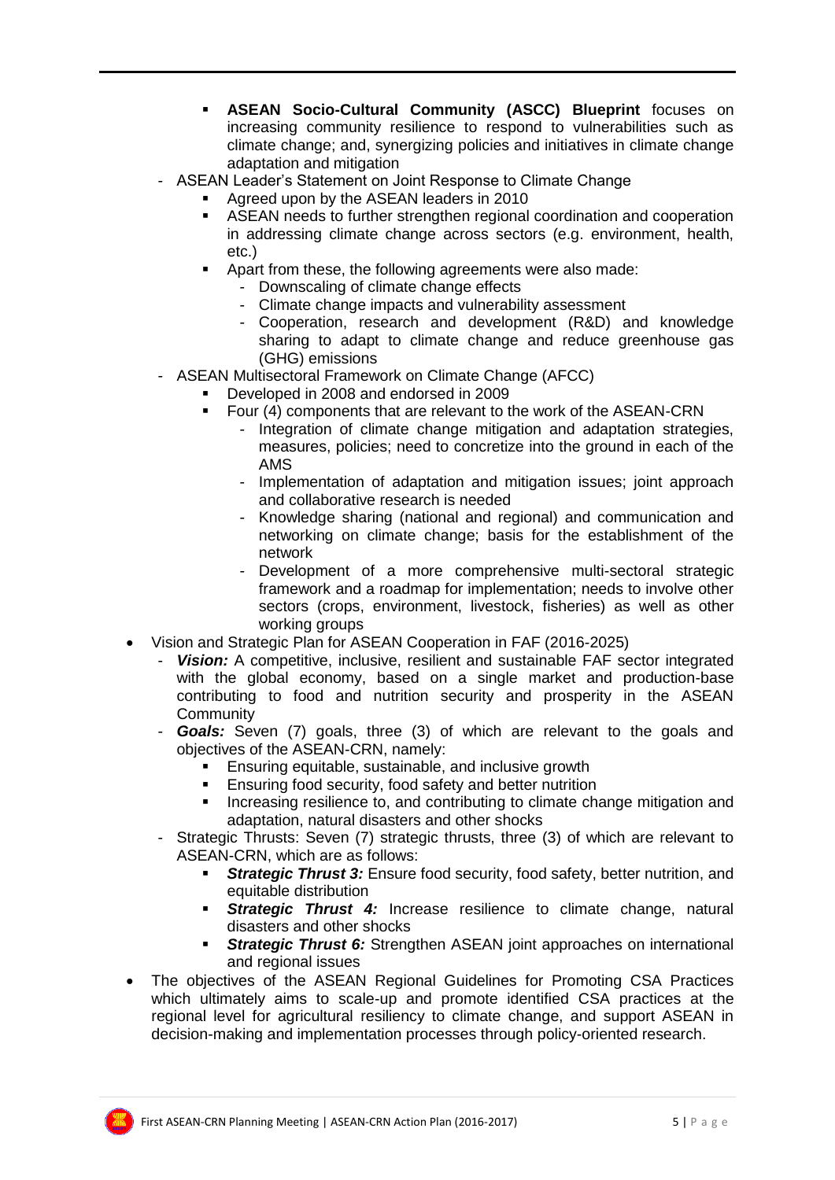- **ASEAN Socio-Cultural Community (ASCC) Blueprint** focuses on increasing community resilience to respond to vulnerabilities such as climate change; and, synergizing policies and initiatives in climate change adaptation and mitigation
  - ASEAN Leader's Statement on Joint Response to Climate Change
    - Agreed upon by the ASEAN leaders in 2010
    - ASEAN needs to further strengthen regional coordination and cooperation in addressing climate change across sectors (e.g. environment, health, etc.)
    - Apart from these, the following agreements were also made:
      - Downscaling of climate change effects
      - Climate change impacts and vulnerability assessment
      - Cooperation, research and development (R&D) and knowledge sharing to adapt to climate change and reduce greenhouse gas (GHG) emissions
  - ASEAN Multisectoral Framework on Climate Change (AFCC)
    - Developed in 2008 and endorsed in 2009
    - Four (4) components that are relevant to the work of the ASEAN-CRN
      - Integration of climate change mitigation and adaptation strategies, measures, policies; need to concretize into the ground in each of the AMS
      - Implementation of adaptation and mitigation issues; joint approach and collaborative research is needed
      - Knowledge sharing (national and regional) and communication and networking on climate change; basis for the establishment of the network
      - Development of a more comprehensive multi-sectoral strategic framework and a roadmap for implementation; needs to involve other sectors (crops, environment, livestock, fisheries) as well as other working groups
- Vision and Strategic Plan for ASEAN Cooperation in FAF (2016-2025)
  - ***Vision:*** A competitive, inclusive, resilient and sustainable FAF sector integrated with the global economy, based on a single market and production-base contributing to food and nutrition security and prosperity in the ASEAN Community
  - ***Goals:*** Seven (7) goals, three (3) of which are relevant to the goals and objectives of the ASEAN-CRN, namely:
    - Ensuring equitable, sustainable, and inclusive growth
    - Ensuring food security, food safety and better nutrition
    - Increasing resilience to, and contributing to climate change mitigation and adaptation, natural disasters and other shocks
  - Strategic Thrusts: Seven (7) strategic thrusts, three (3) of which are relevant to ASEAN-CRN, which are as follows:
    - ***Strategic Thrust 3:*** Ensure food security, food safety, better nutrition, and equitable distribution
    - ***Strategic Thrust 4:*** Increase resilience to climate change, natural disasters and other shocks
    - ***Strategic Thrust 6:*** Strengthen ASEAN joint approaches on international and regional issues
- The objectives of the ASEAN Regional Guidelines for Promoting CSA Practices which ultimately aims to scale-up and promote identified CSA practices at the regional level for agricultural resiliency to climate change, and support ASEAN in decision-making and implementation processes through policy-oriented research.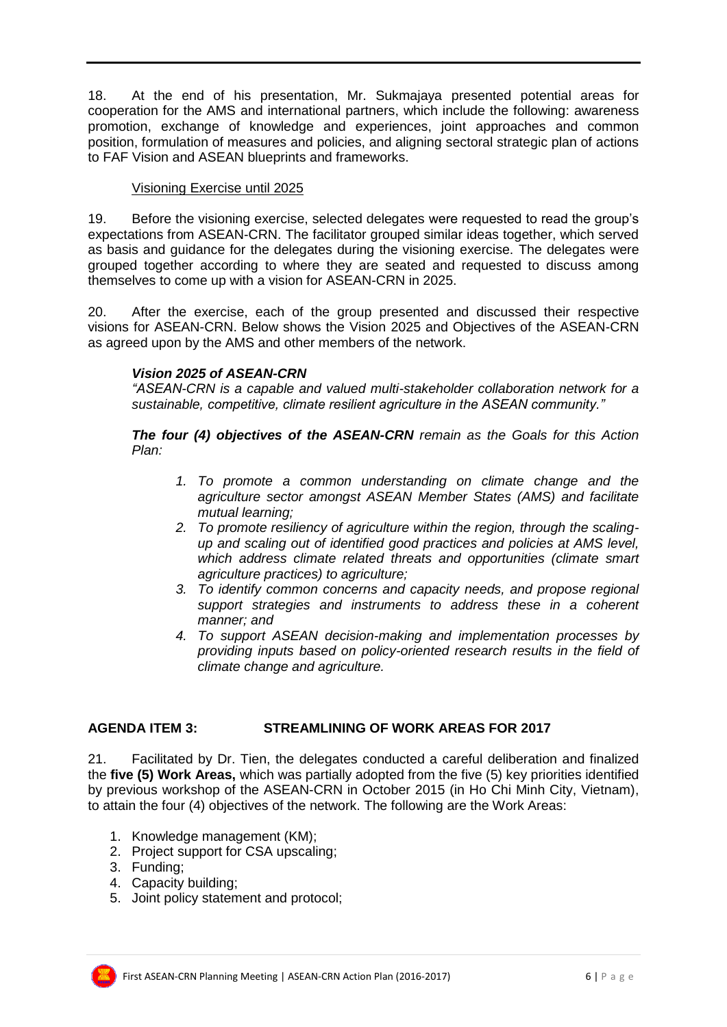18. At the end of his presentation, Mr. Sukmajaya presented potential areas for cooperation for the AMS and international partners, which include the following: awareness promotion, exchange of knowledge and experiences, joint approaches and common position, formulation of measures and policies, and aligning sectoral strategic plan of actions to FAF Vision and ASEAN blueprints and frameworks.

Visioning Exercise until 2025

19. Before the visioning exercise, selected delegates were requested to read the group's expectations from ASEAN-CRN. The facilitator grouped similar ideas together, which served as basis and guidance for the delegates during the visioning exercise. The delegates were grouped together according to where they are seated and requested to discuss among themselves to come up with a vision for ASEAN-CRN in 2025.

20. After the exercise, each of the group presented and discussed their respective visions for ASEAN-CRN. Below shows the Vision 2025 and Objectives of the ASEAN-CRN as agreed upon by the AMS and other members of the network.

***Vision 2025 of ASEAN-CRN***

*"ASEAN-CRN is a capable and valued multi-stakeholder collaboration network for a sustainable, competitive, climate resilient agriculture in the ASEAN community."*

***The four (4) objectives of the ASEAN-CRN*** *remain as the Goals for this Action Plan:*

1. *To promote a common understanding on climate change and the agriculture sector amongst ASEAN Member States (AMS) and facilitate mutual learning;*
2. *To promote resiliency of agriculture within the region, through the scaling-up and scaling out of identified good practices and policies at AMS level, which address climate related threats and opportunities (climate smart agriculture practices) to agriculture;*
3. *To identify common concerns and capacity needs, and propose regional support strategies and instruments to address these in a coherent manner; and*
4. *To support ASEAN decision-making and implementation processes by providing inputs based on policy-oriented research results in the field of climate change and agriculture.*

## AGENDA ITEM 3: STREAMLINING OF WORK AREAS FOR 2017

21. Facilitated by Dr. Tien, the delegates conducted a careful deliberation and finalized the **five (5) Work Areas,** which was partially adopted from the five (5) key priorities identified by previous workshop of the ASEAN-CRN in October 2015 (in Ho Chi Minh City, Vietnam), to attain the four (4) objectives of the network. The following are the Work Areas:

1. Knowledge management (KM);
2. Project support for CSA upscaling;
3. Funding;
4. Capacity building;
5. Joint policy statement and protocol;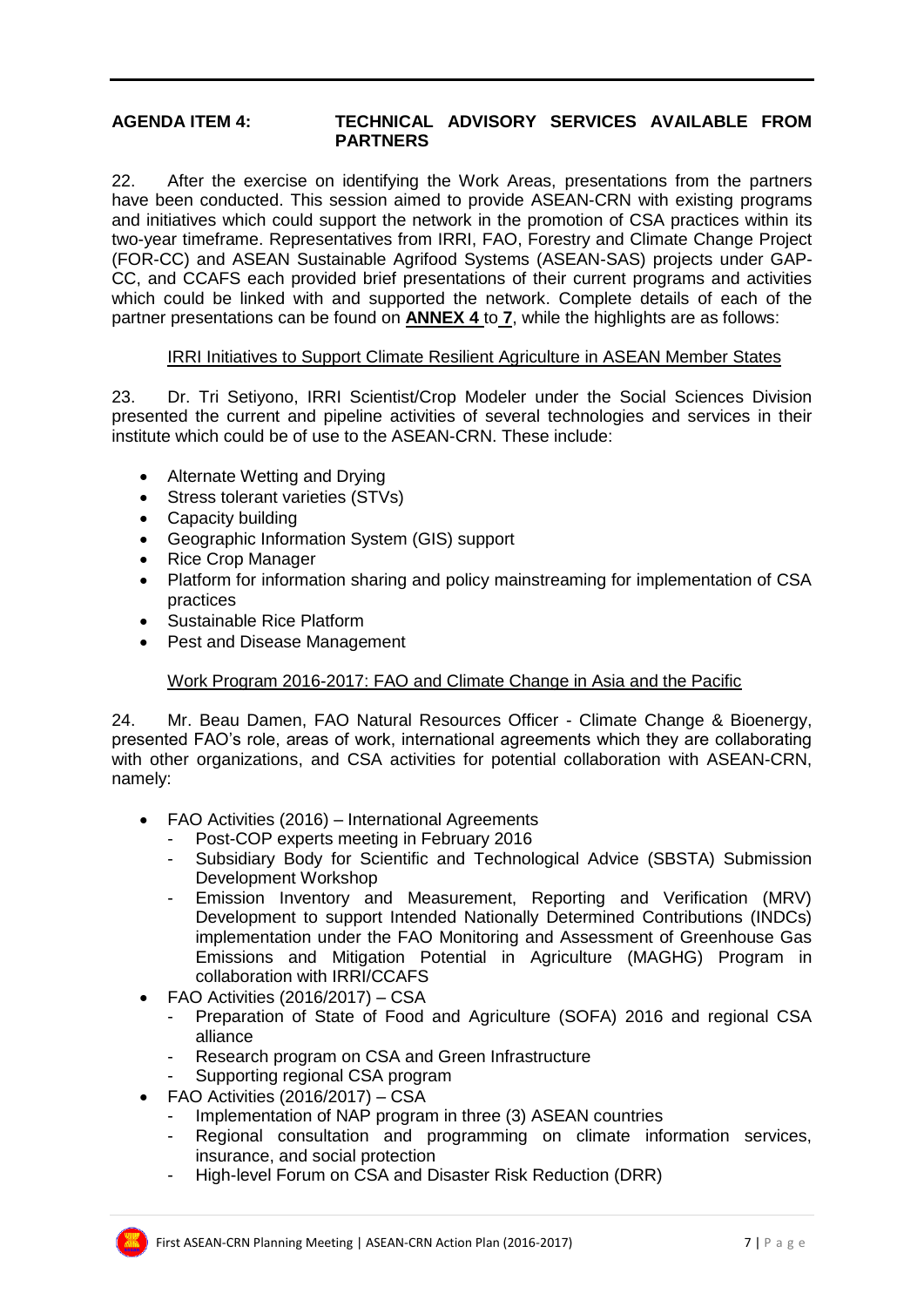## AGENDA ITEM 4: TECHNICAL ADVISORY SERVICES AVAILABLE FROM PARTNERS

22. After the exercise on identifying the Work Areas, presentations from the partners have been conducted. This session aimed to provide ASEAN-CRN with existing programs and initiatives which could support the network in the promotion of CSA practices within its two-year timeframe. Representatives from IRRI, FAO, Forestry and Climate Change Project (FOR-CC) and ASEAN Sustainable Agrifood Systems (ASEAN-SAS) projects under GAP-CC, and CCAFS each provided brief presentations of their current programs and activities which could be linked with and supported the network. Complete details of each of the partner presentations can be found on **ANNEX 4** to **7**, while the highlights are as follows:

### IRRI Initiatives to Support Climate Resilient Agriculture in ASEAN Member States

23. Dr. Tri Setiyono, IRRI Scientist/Crop Modeler under the Social Sciences Division presented the current and pipeline activities of several technologies and services in their institute which could be of use to the ASEAN-CRN. These include:

- Alternate Wetting and Drying
- Stress tolerant varieties (STVs)
- Capacity building
- Geographic Information System (GIS) support
- Rice Crop Manager
- Platform for information sharing and policy mainstreaming for implementation of CSA practices
- Sustainable Rice Platform
- Pest and Disease Management

### Work Program 2016-2017: FAO and Climate Change in Asia and the Pacific

24. Mr. Beau Damen, FAO Natural Resources Officer - Climate Change & Bioenergy, presented FAO's role, areas of work, international agreements which they are collaborating with other organizations, and CSA activities for potential collaboration with ASEAN-CRN, namely:

- FAO Activities (2016) – International Agreements
  - Post-COP experts meeting in February 2016
  - Subsidiary Body for Scientific and Technological Advice (SBSTA) Submission Development Workshop
  - Emission Inventory and Measurement, Reporting and Verification (MRV) Development to support Intended Nationally Determined Contributions (INDCs) implementation under the FAO Monitoring and Assessment of Greenhouse Gas Emissions and Mitigation Potential in Agriculture (MAGHG) Program in collaboration with IRRI/CCAFS
- FAO Activities (2016/2017) – CSA
  - Preparation of State of Food and Agriculture (SOFA) 2016 and regional CSA alliance
  - Research program on CSA and Green Infrastructure
  - Supporting regional CSA program
- FAO Activities (2016/2017) – CSA
  - Implementation of NAP program in three (3) ASEAN countries
  - Regional consultation and programming on climate information services, insurance, and social protection
  - High-level Forum on CSA and Disaster Risk Reduction (DRR)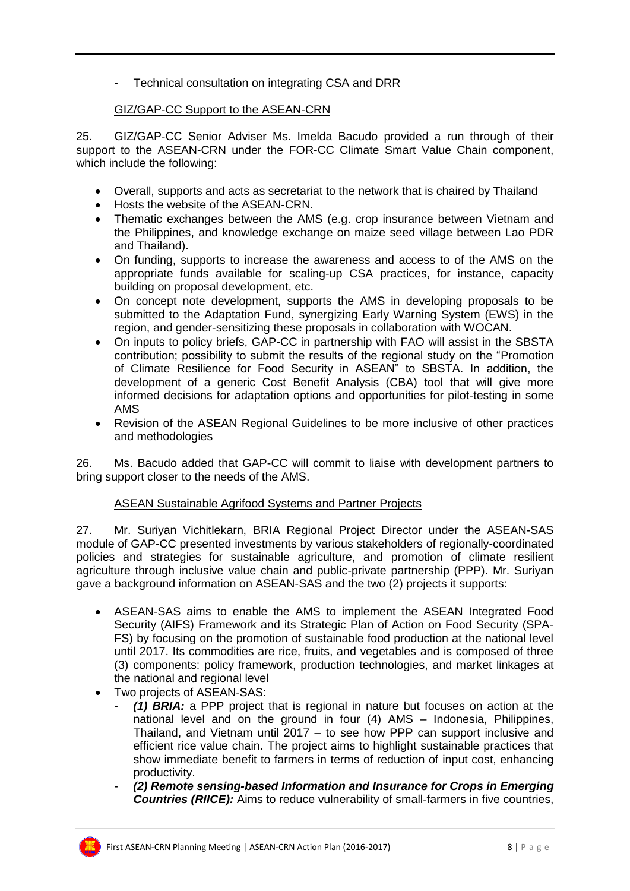- Technical consultation on integrating CSA and DRR

GIZ/GAP-CC Support to the ASEAN-CRN

25. GIZ/GAP-CC Senior Adviser Ms. Imelda Bacudo provided a run through of their support to the ASEAN-CRN under the FOR-CC Climate Smart Value Chain component, which include the following:

- Overall, supports and acts as secretariat to the network that is chaired by Thailand
- Hosts the website of the ASEAN-CRN.
- Thematic exchanges between the AMS (e.g. crop insurance between Vietnam and the Philippines, and knowledge exchange on maize seed village between Lao PDR and Thailand).
- On funding, supports to increase the awareness and access to of the AMS on the appropriate funds available for scaling-up CSA practices, for instance, capacity building on proposal development, etc.
- On concept note development, supports the AMS in developing proposals to be submitted to the Adaptation Fund, synergizing Early Warning System (EWS) in the region, and gender-sensitizing these proposals in collaboration with WOCAN.
- On inputs to policy briefs, GAP-CC in partnership with FAO will assist in the SBSTA contribution; possibility to submit the results of the regional study on the "Promotion of Climate Resilience for Food Security in ASEAN" to SBSTA. In addition, the development of a generic Cost Benefit Analysis (CBA) tool that will give more informed decisions for adaptation options and opportunities for pilot-testing in some AMS
- Revision of the ASEAN Regional Guidelines to be more inclusive of other practices and methodologies

26. Ms. Bacudo added that GAP-CC will commit to liaise with development partners to bring support closer to the needs of the AMS.

ASEAN Sustainable Agrifood Systems and Partner Projects

27. Mr. Suriyan Vichitlekarn, BRIA Regional Project Director under the ASEAN-SAS module of GAP-CC presented investments by various stakeholders of regionally-coordinated policies and strategies for sustainable agriculture, and promotion of climate resilient agriculture through inclusive value chain and public-private partnership (PPP). Mr. Suriyan gave a background information on ASEAN-SAS and the two (2) projects it supports:

- ASEAN-SAS aims to enable the AMS to implement the ASEAN Integrated Food Security (AIFS) Framework and its Strategic Plan of Action on Food Security (SPA-FS) by focusing on the promotion of sustainable food production at the national level until 2017. Its commodities are rice, fruits, and vegetables and is composed of three (3) components: policy framework, production technologies, and market linkages at the national and regional level
- Two projects of ASEAN-SAS:
  - ***(1) BRIA:*** a PPP project that is regional in nature but focuses on action at the national level and on the ground in four (4) AMS – Indonesia, Philippines, Thailand, and Vietnam until 2017 – to see how PPP can support inclusive and efficient rice value chain. The project aims to highlight sustainable practices that show immediate benefit to farmers in terms of reduction of input cost, enhancing productivity.
  - ***(2) Remote sensing-based Information and Insurance for Crops in Emerging Countries (RIICE):*** Aims to reduce vulnerability of small-farmers in five countries,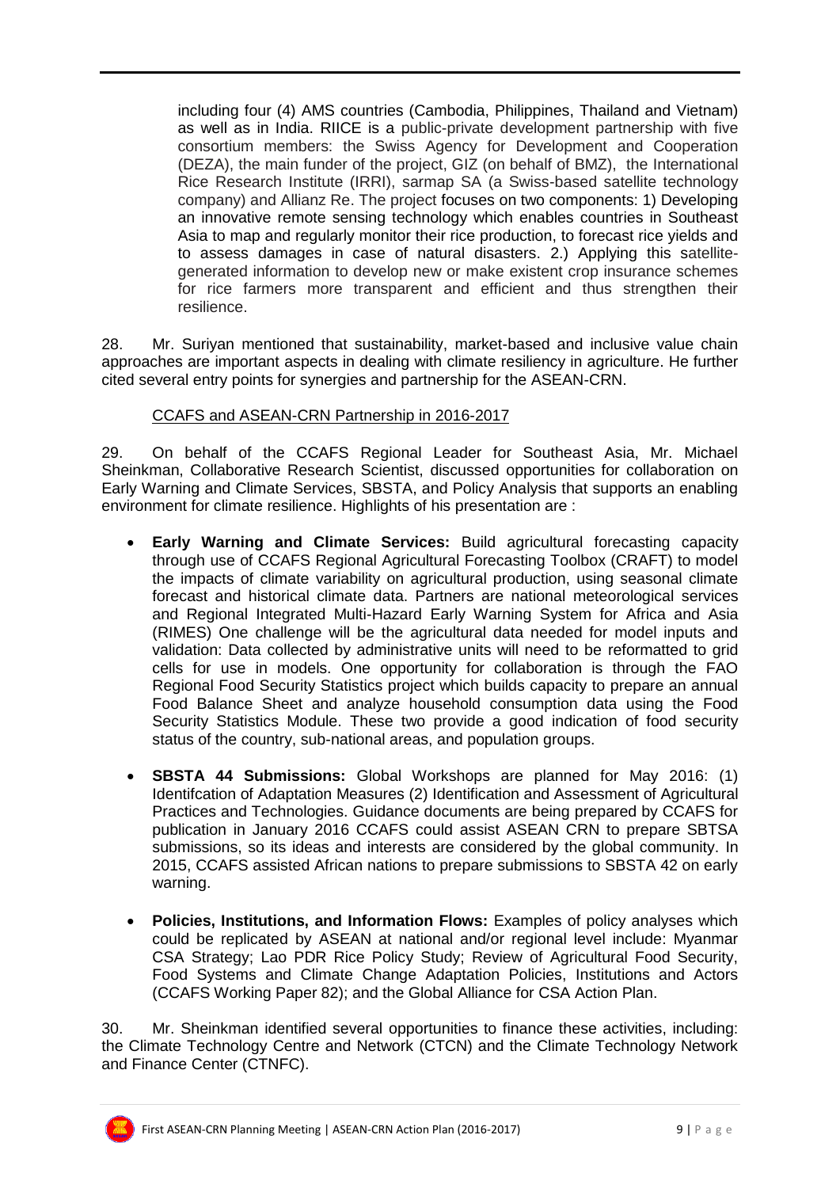including four (4) AMS countries (Cambodia, Philippines, Thailand and Vietnam) as well as in India. RIICE is a public-private development partnership with five consortium members: the Swiss Agency for Development and Cooperation (DEZA), the main funder of the project, GIZ (on behalf of BMZ), the International Rice Research Institute (IRRI), sarmap SA (a Swiss-based satellite technology company) and Allianz Re. The project focuses on two components: 1) Developing an innovative remote sensing technology which enables countries in Southeast Asia to map and regularly monitor their rice production, to forecast rice yields and to assess damages in case of natural disasters. 2.) Applying this satellite-generated information to develop new or make existent crop insurance schemes for rice farmers more transparent and efficient and thus strengthen their resilience.

28. Mr. Suriyan mentioned that sustainability, market-based and inclusive value chain approaches are important aspects in dealing with climate resiliency in agriculture. He further cited several entry points for synergies and partnership for the ASEAN-CRN.

CCAFS and ASEAN-CRN Partnership in 2016-2017

29. On behalf of the CCAFS Regional Leader for Southeast Asia, Mr. Michael Sheinkman, Collaborative Research Scientist, discussed opportunities for collaboration on Early Warning and Climate Services, SBSTA, and Policy Analysis that supports an enabling environment for climate resilience. Highlights of his presentation are :

- **Early Warning and Climate Services:** Build agricultural forecasting capacity through use of CCAFS Regional Agricultural Forecasting Toolbox (CRAFT) to model the impacts of climate variability on agricultural production, using seasonal climate forecast and historical climate data. Partners are national meteorological services and Regional Integrated Multi-Hazard Early Warning System for Africa and Asia (RIMES) One challenge will be the agricultural data needed for model inputs and validation: Data collected by administrative units will need to be reformatted to grid cells for use in models. One opportunity for collaboration is through the FAO Regional Food Security Statistics project which builds capacity to prepare an annual Food Balance Sheet and analyze household consumption data using the Food Security Statistics Module. These two provide a good indication of food security status of the country, sub-national areas, and population groups.

- **SBSTA 44 Submissions:** Global Workshops are planned for May 2016: (1) Identifcation of Adaptation Measures (2) Identification and Assessment of Agricultural Practices and Technologies. Guidance documents are being prepared by CCAFS for publication in January 2016 CCAFS could assist ASEAN CRN to prepare SBTSA submissions, so its ideas and interests are considered by the global community. In 2015, CCAFS assisted African nations to prepare submissions to SBSTA 42 on early warning.

- **Policies, Institutions, and Information Flows:** Examples of policy analyses which could be replicated by ASEAN at national and/or regional level include: Myanmar CSA Strategy; Lao PDR Rice Policy Study; Review of Agricultural Food Security, Food Systems and Climate Change Adaptation Policies, Institutions and Actors (CCAFS Working Paper 82); and the Global Alliance for CSA Action Plan.

30. Mr. Sheinkman identified several opportunities to finance these activities, including: the Climate Technology Centre and Network (CTCN) and the Climate Technology Network and Finance Center (CTNFC).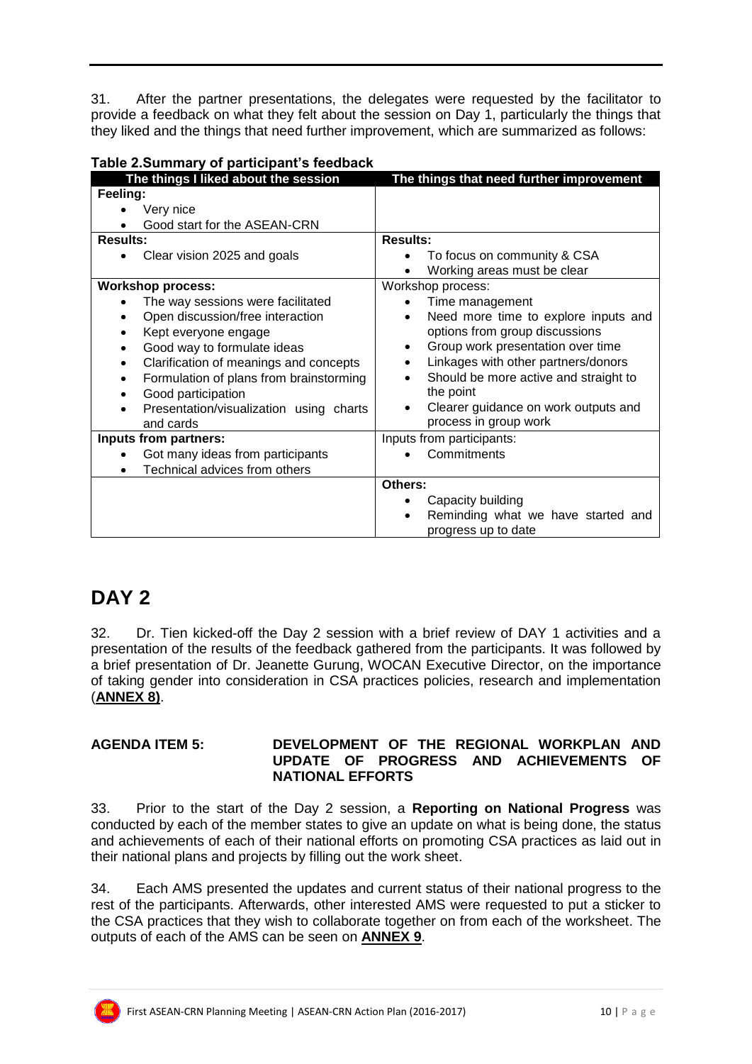31. After the partner presentations, the delegates were requested by the facilitator to provide a feedback on what they felt about the session on Day 1, particularly the things that they liked and the things that need further improvement, which are summarized as follows:

**Table 2.Summary of participant's feedback**

| The things I liked about the session | The things that need further improvement |
|---|---|
| **Feeling:**<br>• Very nice<br>• Good start for the ASEAN-CRN | |
| **Results:**<br>• Clear vision 2025 and goals | **Results:**<br>• To focus on community & CSA<br>• Working areas must be clear |
| **Workshop process:**<br>• The way sessions were facilitated<br>• Open discussion/free interaction<br>• Kept everyone engage<br>• Good way to formulate ideas<br>• Clarification of meanings and concepts<br>• Formulation of plans from brainstorming<br>• Good participation<br>• Presentation/visualization using charts and cards | Workshop process:<br>• Time management<br>• Need more time to explore inputs and options from group discussions<br>• Group work presentation over time<br>• Linkages with other partners/donors<br>• Should be more active and straight to the point<br>• Clearer guidance on work outputs and process in group work |
| **Inputs from partners:**<br>• Got many ideas from participants<br>• Technical advices from others | Inputs from participants:<br>• Commitments |
| | **Others:**<br>• Capacity building<br>• Reminding what we have started and progress up to date |

# DAY 2

32. Dr. Tien kicked-off the Day 2 session with a brief review of DAY 1 activities and a presentation of the results of the feedback gathered from the participants. It was followed by a brief presentation of Dr. Jeanette Gurung, WOCAN Executive Director, on the importance of taking gender into consideration in CSA practices policies, research and implementation (**ANNEX 8)**.

**AGENDA ITEM 5: DEVELOPMENT OF THE REGIONAL WORKPLAN AND UPDATE OF PROGRESS AND ACHIEVEMENTS OF NATIONAL EFFORTS**

33. Prior to the start of the Day 2 session, a **Reporting on National Progress** was conducted by each of the member states to give an update on what is being done, the status and achievements of each of their national efforts on promoting CSA practices as laid out in their national plans and projects by filling out the work sheet.

34. Each AMS presented the updates and current status of their national progress to the rest of the participants. Afterwards, other interested AMS were requested to put a sticker to the CSA practices that they wish to collaborate together on from each of the worksheet. The outputs of each of the AMS can be seen on **ANNEX 9**.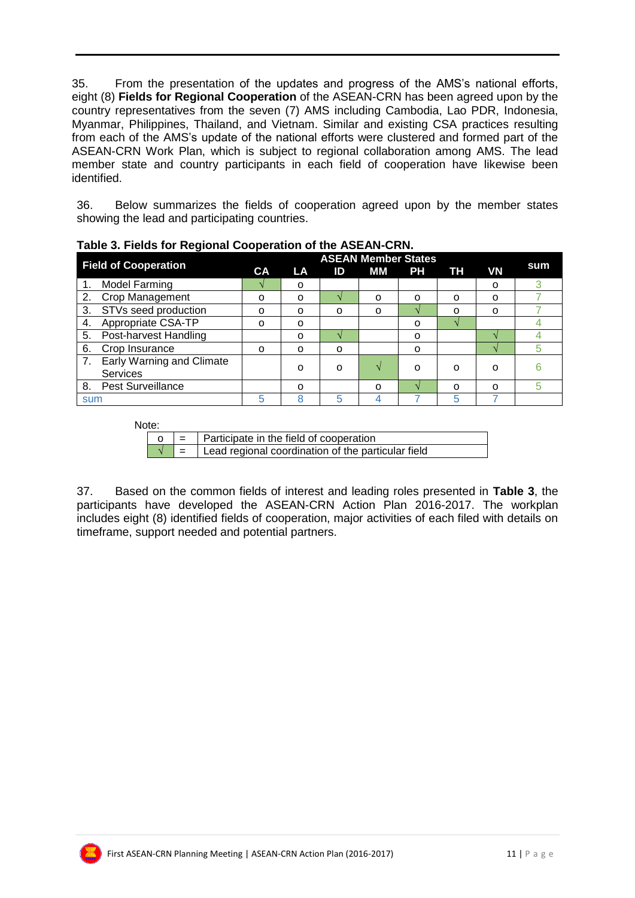35. From the presentation of the updates and progress of the AMS's national efforts, eight (8) **Fields for Regional Cooperation** of the ASEAN-CRN has been agreed upon by the country representatives from the seven (7) AMS including Cambodia, Lao PDR, Indonesia, Myanmar, Philippines, Thailand, and Vietnam. Similar and existing CSA practices resulting from each of the AMS's update of the national efforts were clustered and formed part of the ASEAN-CRN Work Plan, which is subject to regional collaboration among AMS. The lead member state and country participants in each field of cooperation have likewise been identified.

36. Below summarizes the fields of cooperation agreed upon by the member states showing the lead and participating countries.

**Table 3. Fields for Regional Cooperation of the ASEAN-CRN.**

| Field of Cooperation | ASEAN Member States | | | | | | | sum |
|---|---|---|---|---|---|---|---|---|
| | CA | LA | ID | MM | PH | TH | VN | |
| 1. Model Farming | √ | o | | | | | o | 3 |
| 2. Crop Management | o | o | √ | o | o | o | o | 7 |
| 3. STVs seed production | o | o | o | o | √ | o | o | 7 |
| 4. Appropriate CSA-TP | o | o | | | o | √ | | 4 |
| 5. Post-harvest Handling | | o | √ | | o | | √ | 4 |
| 6. Crop Insurance | o | o | o | | o | | √ | 5 |
| 7. Early Warning and Climate Services | | o | o | √ | o | o | o | 6 |
| 8. Pest Surveillance | | o | | o | √ | o | o | 5 |
| sum | 5 | 8 | 5 | 4 | 7 | 5 | 7 | |

Note:

| | | |
|---|---|---|
| o | = | Participate in the field of cooperation |
| √ | = | Lead regional coordination of the particular field |

37. Based on the common fields of interest and leading roles presented in **Table 3**, the participants have developed the ASEAN-CRN Action Plan 2016-2017. The workplan includes eight (8) identified fields of cooperation, major activities of each filed with details on timeframe, support needed and potential partners.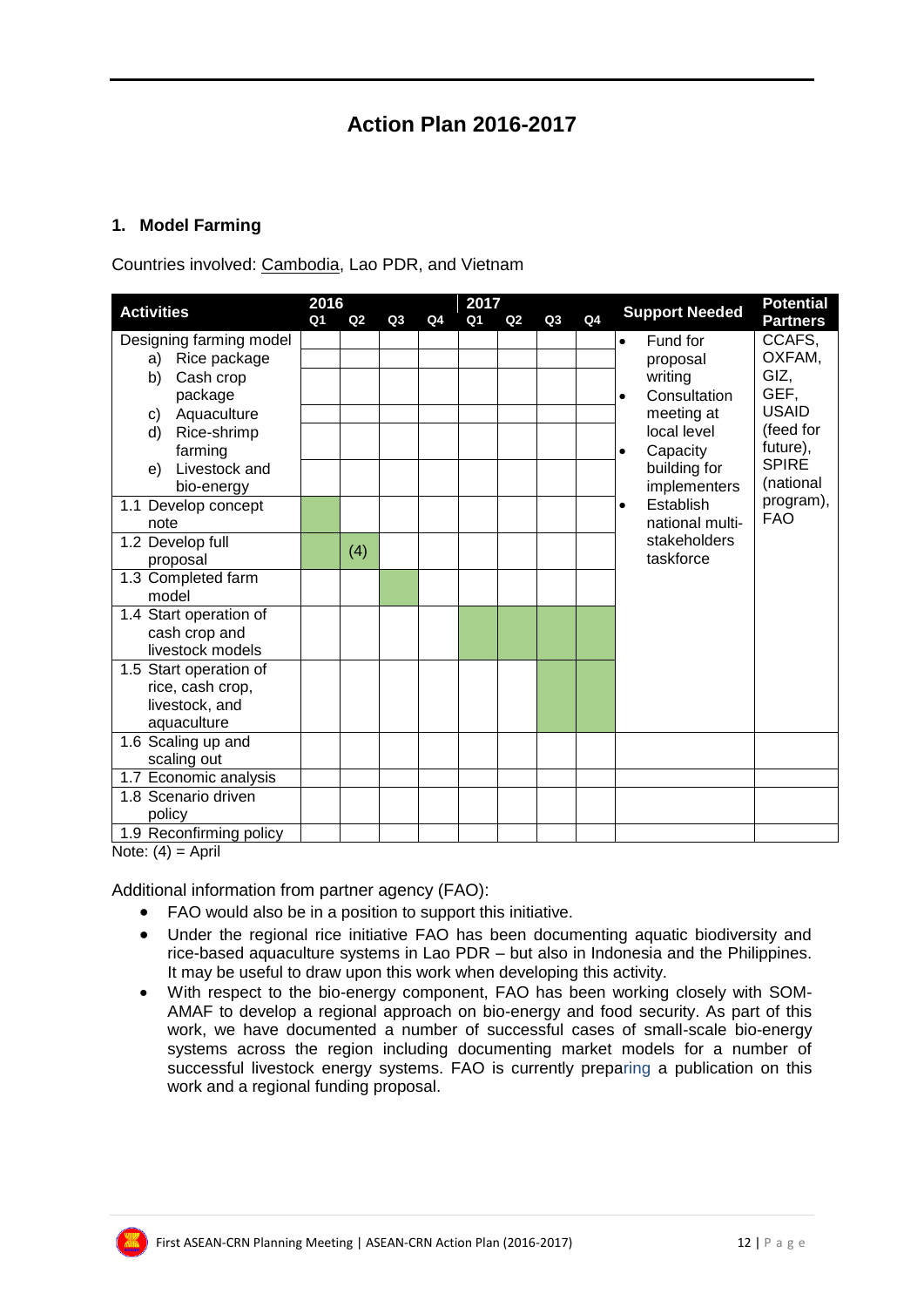# Action Plan 2016-2017

## 1. Model Farming

Countries involved: Cambodia, Lao PDR, and Vietnam

| Activities | 2016 | | | | 2017 | | | | Support Needed | Potential Partners |
|---|---|---|---|---|---|---|---|---|---|---|
| | Q1 | Q2 | Q3 | Q4 | Q1 | Q2 | Q3 | Q4 | | |
| Designing farming model<br>a) Rice package<br>b) Cash crop package<br>c) Aquaculture<br>d) Rice-shrimp farming<br>e) Livestock and bio-energy | | | | | | | | | • Fund for proposal writing<br>• Consultation meeting at local level<br>• Capacity building for implementers<br>• Establish national multi-stakeholders taskforce | CCAFS, OXFAM, GIZ, GEF, USAID (feed for future), SPIRE (national program), FAO |
| 1.1 Develop concept note | ■ | | | | | | | | | |
| 1.2 Develop full proposal | ■ | (4) | | | | | | | | |
| 1.3 Completed farm model | | | ■ | | | | | | | |
| 1.4 Start operation of cash crop and livestock models | | | | | ■ | ■ | ■ | ■ | | |
| 1.5 Start operation of rice, cash crop, livestock, and aquaculture | | | | | | | ■ | ■ | | |
| 1.6 Scaling up and scaling out | | | | | | | | | | |
| 1.7 Economic analysis | | | | | | | | | | |
| 1.8 Scenario driven policy | | | | | | | | | | |
| 1.9 Reconfirming policy | | | | | | | | | | |

Note: (4) = April

Additional information from partner agency (FAO):

- FAO would also be in a position to support this initiative.
- Under the regional rice initiative FAO has been documenting aquatic biodiversity and rice-based aquaculture systems in Lao PDR – but also in Indonesia and the Philippines. It may be useful to draw upon this work when developing this activity.
- With respect to the bio-energy component, FAO has been working closely with SOM-AMAF to develop a regional approach on bio-energy and food security. As part of this work, we have documented a number of successful cases of small-scale bio-energy systems across the region including documenting market models for a number of successful livestock energy systems. FAO is currently preparing a publication on this work and a regional funding proposal.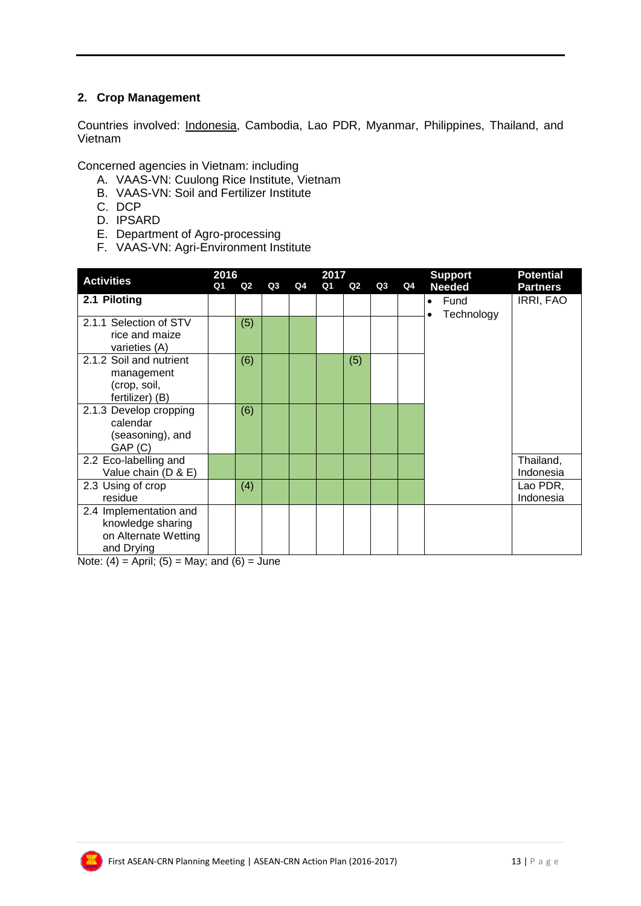## 2. Crop Management

Countries involved: Indonesia, Cambodia, Lao PDR, Myanmar, Philippines, Thailand, and Vietnam

Concerned agencies in Vietnam: including

A. VAAS-VN: Cuulong Rice Institute, Vietnam
B. VAAS-VN: Soil and Fertilizer Institute
C. DCP
D. IPSARD
E. Department of Agro-processing
F. VAAS-VN: Agri-Environment Institute

| Activities | 2016 | | | | 2017 | | | | Support Needed | Potential Partners |
|---|---|---|---|---|---|---|---|---|---|---|
| | Q1 | Q2 | Q3 | Q4 | Q1 | Q2 | Q3 | Q4 | | |
| **2.1 Piloting** | | | | | | | | | • Fund<br>• Technology | IRRI, FAO |
| 2.1.1 Selection of STV rice and maize varieties (A) | | (5) | | | | | | | | |
| 2.1.2 Soil and nutrient management (crop, soil, fertilizer) (B) | | (6) | | | | (5) | | | | |
| 2.1.3 Develop cropping calendar (seasoning), and GAP (C) | | (6) | | | | | | | | |
| 2.2 Eco-labelling and Value chain (D & E) | | | | | | | | | | Thailand, Indonesia |
| 2.3 Using of crop residue | | (4) | | | | | | | | Lao PDR, Indonesia |
| 2.4 Implementation and knowledge sharing on Alternate Wetting and Drying | | | | | | | | | | |

Note: (4) = April; (5) = May; and (6) = June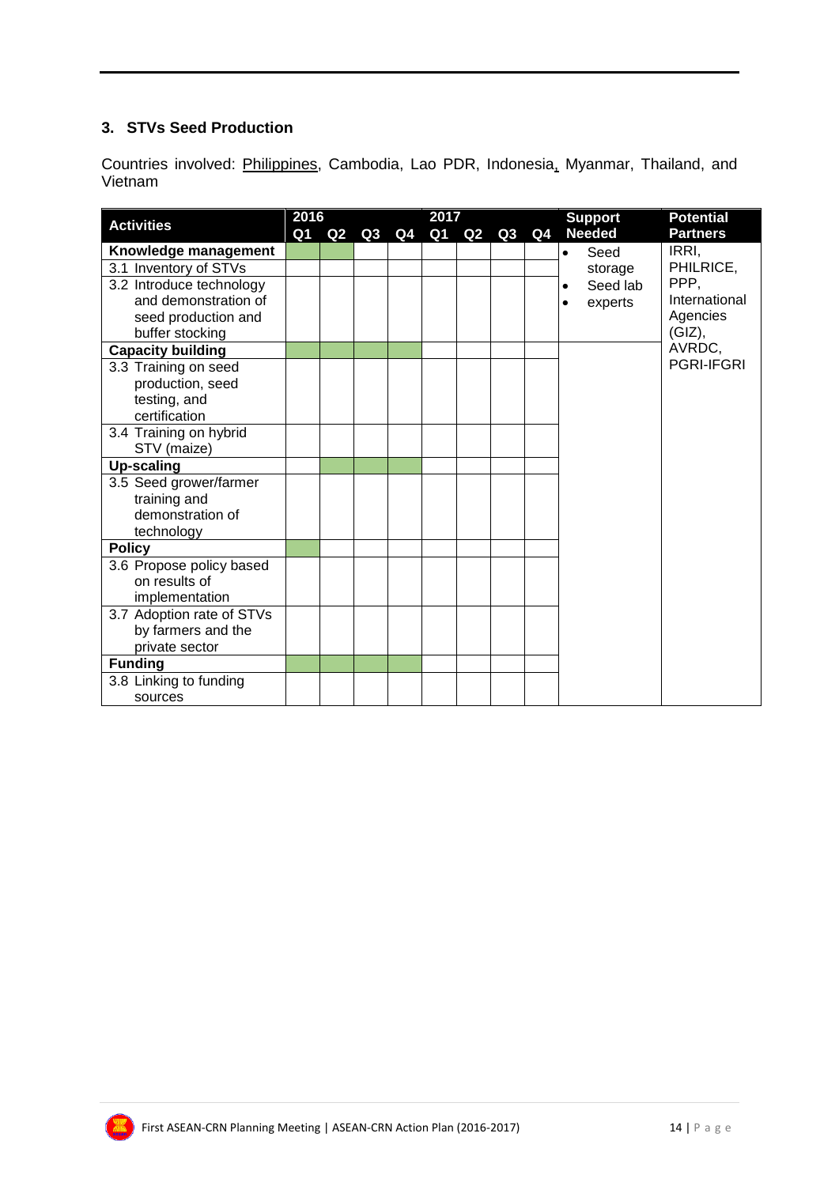## 3. STVs Seed Production

Countries involved: Philippines, Cambodia, Lao PDR, Indonesia, Myanmar, Thailand, and Vietnam

| Activities | 2016 | | | | 2017 | | | | Support Needed | Potential Partners |
|---|---|---|---|---|---|---|---|---|---|---|
| | Q1 | Q2 | Q3 | Q4 | Q1 | Q2 | Q3 | Q4 | | |
| **Knowledge management** | ■ | ■ | | | | | | | • Seed storage<br>• Seed lab<br>• experts | IRRI, PHILRICE, PPP, International Agencies (GIZ), AVRDC, PGRI-IFGRI |
| 3.1 Inventory of STVs | | | | | | | | | | |
| 3.2 Introduce technology and demonstration of seed production and buffer stocking | | | | | | | | | | |
| **Capacity building** | ■ | ■ | ■ | ■ | | | | | | |
| 3.3 Training on seed production, seed testing, and certification | | | | | | | | | | |
| 3.4 Training on hybrid STV (maize) | | | | | | | | | | |
| **Up-scaling** | | ■ | ■ | ■ | | | | | | |
| 3.5 Seed grower/farmer training and demonstration of technology | | | | | | | | | | |
| **Policy** | ■ | | | | | | | | | |
| 3.6 Propose policy based on results of implementation | | | | | | | | | | |
| 3.7 Adoption rate of STVs by farmers and the private sector | | | | | | | | | | |
| **Funding** | ■ | ■ | ■ | ■ | | | | | | |
| 3.8 Linking to funding sources | | | | | | | | | | |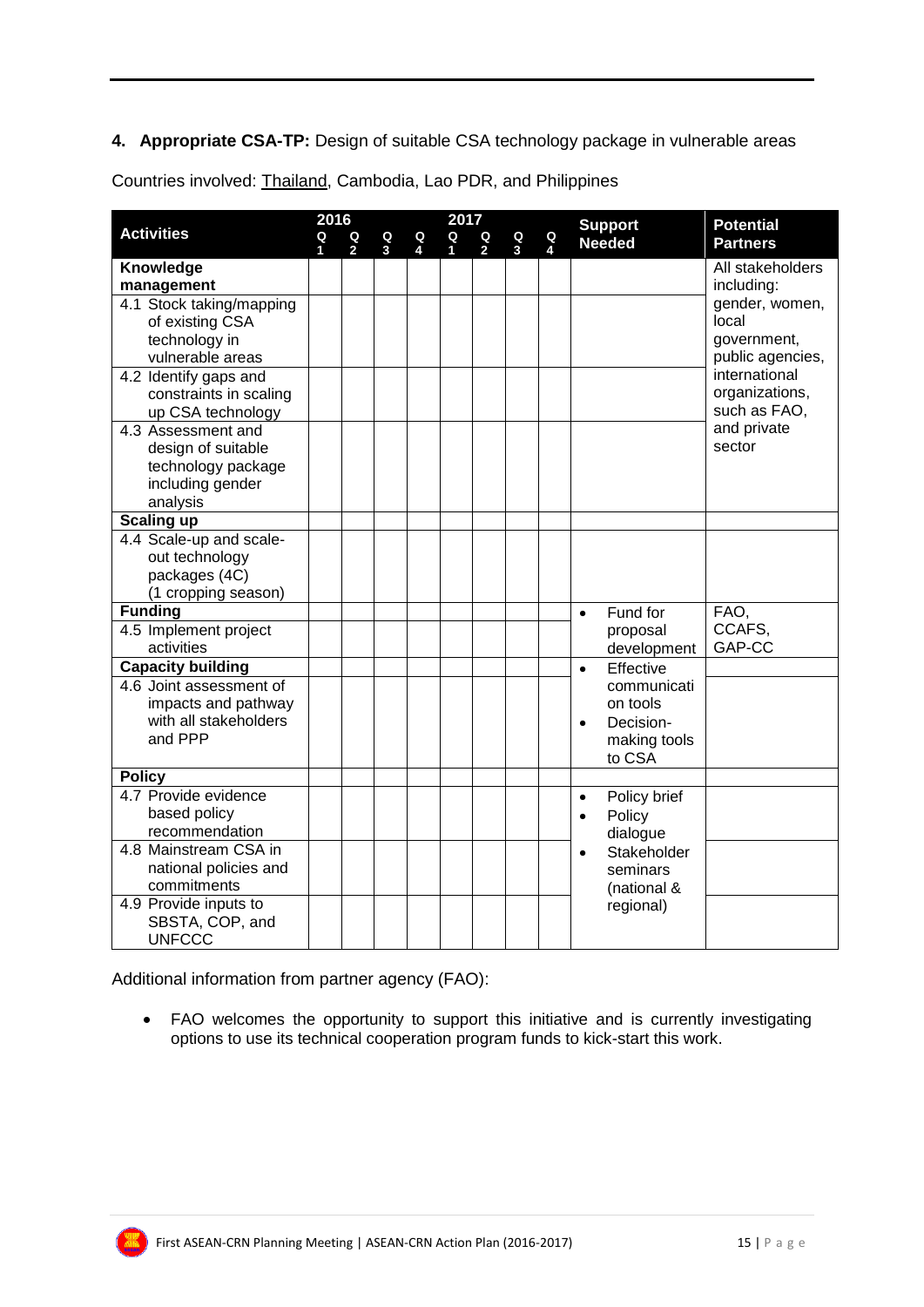**4. Appropriate CSA-TP:** Design of suitable CSA technology package in vulnerable areas

Countries involved: Thailand, Cambodia, Lao PDR, and Philippines

| Activities | 2016 | | | | 2017 | | | | Support Needed | Potential Partners |
|---|---|---|---|---|---|---|---|---|---|---|
| | Q 1 | Q 2 | Q 3 | Q 4 | Q 1 | Q 2 | Q 3 | Q 4 | | |
| **Knowledge management** | | | | | | | | | | All stakeholders including: gender, women, local government, public agencies, international organizations, such as FAO, and private sector |
| 4.1 Stock taking/mapping of existing CSA technology in vulnerable areas | | | | | | | | | | |
| 4.2 Identify gaps and constraints in scaling up CSA technology | | | | | | | | | | |
| 4.3 Assessment and design of suitable technology package including gender analysis | | | | | | | | | | |
| **Scaling up** | | | | | | | | | | |
| 4.4 Scale-up and scale-out technology packages (4C) (1 cropping season) | | | | | | | | | | |
| **Funding** | | | | | | | | | • Fund for proposal development | FAO, CCAFS, GAP-CC |
| 4.5 Implement project activities | | | | | | | | | | |
| **Capacity building** | | | | | | | | | • Effective communication tools<br>• Decision-making tools to CSA | |
| 4.6 Joint assessment of impacts and pathway with all stakeholders and PPP | | | | | | | | | | |
| **Policy** | | | | | | | | | | |
| 4.7 Provide evidence based policy recommendation | | | | | | | | | • Policy brief<br>• Policy dialogue<br>• Stakeholder seminars (national & regional) | |
| 4.8 Mainstream CSA in national policies and commitments | | | | | | | | | | |
| 4.9 Provide inputs to SBSTA, COP, and UNFCCC | | | | | | | | | | |

Additional information from partner agency (FAO):

- FAO welcomes the opportunity to support this initiative and is currently investigating options to use its technical cooperation program funds to kick-start this work.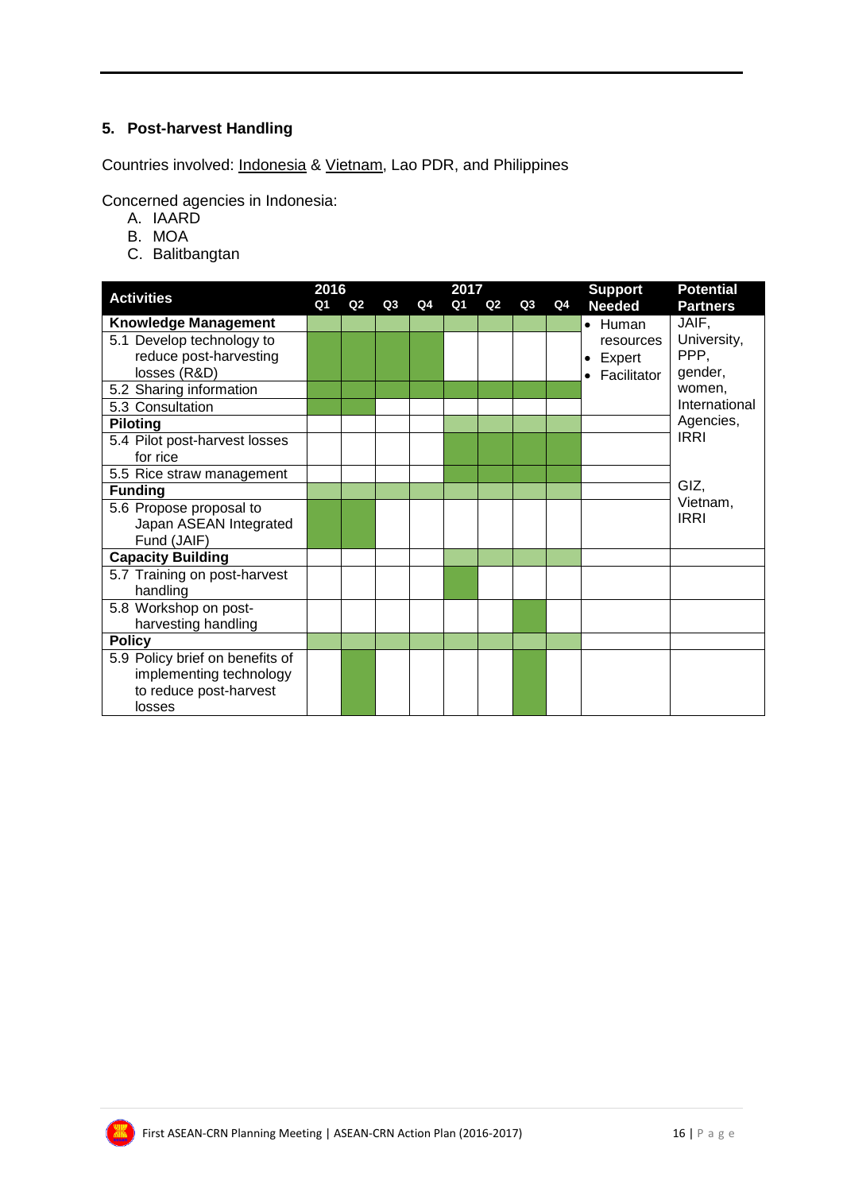## 5. Post-harvest Handling

Countries involved: Indonesia & Vietnam, Lao PDR, and Philippines

Concerned agencies in Indonesia:

A. IAARD
B. MOA
C. Balitbangtan

| Activities | 2016 | | | | 2017 | | | | Support Needed | Potential Partners |
|---|---|---|---|---|---|---|---|---|---|---|
| | Q1 | Q2 | Q3 | Q4 | Q1 | Q2 | Q3 | Q4 | | |
| **Knowledge Management** | | | | | | | | | • Human resources<br>• Expert<br>• Facilitator | JAIF, University, PPP, gender, women, International Agencies, IRRI |
| 5.1 Develop technology to reduce post-harvesting losses (R&D) | | | | | | | | | | |
| 5.2 Sharing information | | | | | | | | | | |
| 5.3 Consultation | | | | | | | | | | |
| **Piloting** | | | | | | | | | | |
| 5.4 Pilot post-harvest losses for rice | | | | | | | | | | |
| 5.5 Rice straw management | | | | | | | | | | |
| **Funding** | | | | | | | | | | GIZ, Vietnam, IRRI |
| 5.6 Propose proposal to Japan ASEAN Integrated Fund (JAIF) | | | | | | | | | | |
| **Capacity Building** | | | | | | | | | | |
| 5.7 Training on post-harvest handling | | | | | | | | | | |
| 5.8 Workshop on post-harvesting handling | | | | | | | | | | |
| **Policy** | | | | | | | | | | |
| 5.9 Policy brief on benefits of implementing technology to reduce post-harvest losses | | | | | | | | | | |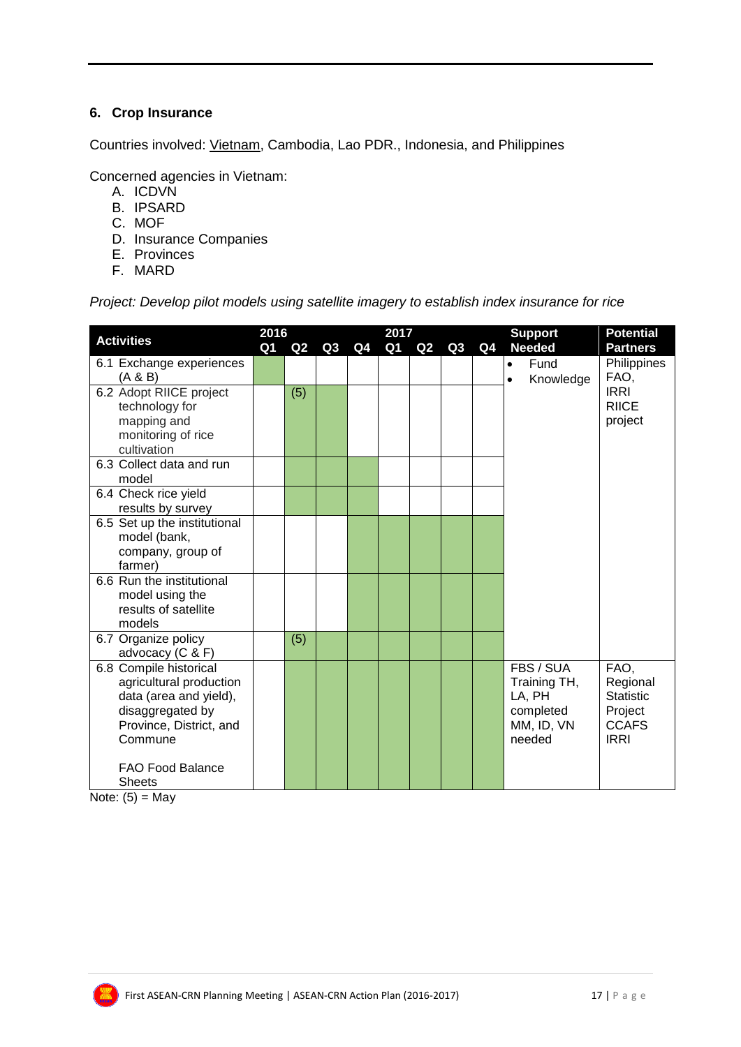## 6. Crop Insurance

Countries involved: Vietnam, Cambodia, Lao PDR., Indonesia, and Philippines

Concerned agencies in Vietnam:

A. ICDVN
B. IPSARD
C. MOF
D. Insurance Companies
E. Provinces
F. MARD

*Project: Develop pilot models using satellite imagery to establish index insurance for rice*

| Activities | 2016 Q1 | 2016 Q2 | 2016 Q3 | 2016 Q4 | 2017 Q1 | 2017 Q2 | 2017 Q3 | 2017 Q4 | Support Needed | Potential Partners |
|---|---|---|---|---|---|---|---|---|---|---|
| 6.1 Exchange experiences (A & B) | ■ | | | | | | | | • Fund<br>• Knowledge | Philippines FAO, IRRI RIICE project |
| 6.2 Adopt RIICE project technology for mapping and monitoring of rice cultivation | | (5) ■ | ■ | | | | | | | |
| 6.3 Collect data and run model | | ■ | ■ | ■ | | | | | | |
| 6.4 Check rice yield results by survey | | ■ | ■ | ■ | | | | | | |
| 6.5 Set up the institutional model (bank, company, group of farmer) | | | | ■ | ■ | ■ | ■ | ■ | | |
| 6.6 Run the institutional model using the results of satellite models | | | | ■ | ■ | ■ | ■ | ■ | | |
| 6.7 Organize policy advocacy (C & F) | | (5) ■ | ■ | ■ | ■ | ■ | ■ | ■ | | |
| 6.8 Compile historical agricultural production data (area and yield), disaggregated by Province, District, and Commune<br><br>FAO Food Balance Sheets | | ■ | ■ | ■ | ■ | ■ | ■ | ■ | FBS / SUA Training TH, LA, PH completed MM, ID, VN needed | FAO, Regional Statistic Project CCAFS IRRI |

Note: (5) = May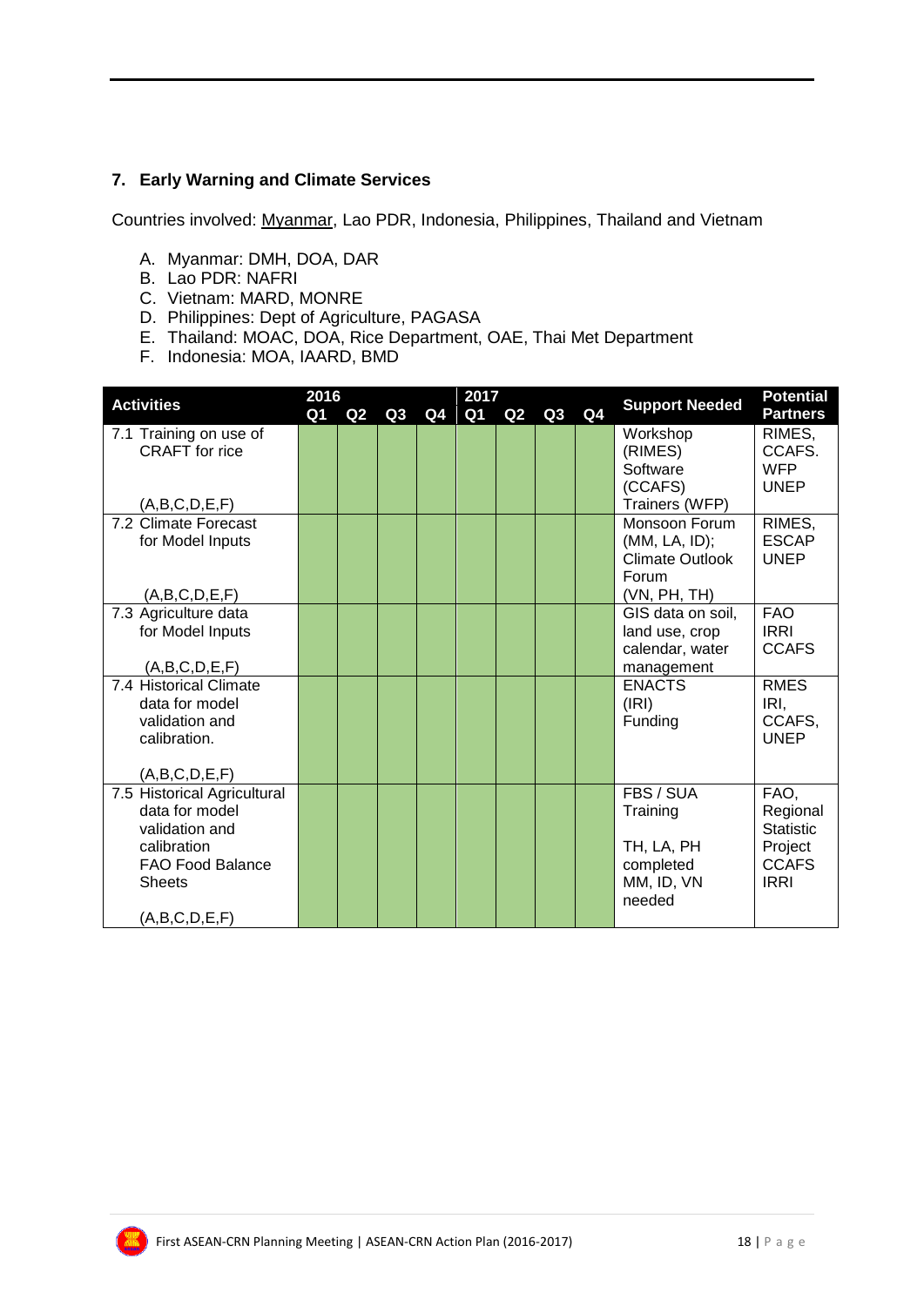## 7. Early Warning and Climate Services

Countries involved: Myanmar, Lao PDR, Indonesia, Philippines, Thailand and Vietnam

A. Myanmar: DMH, DOA, DAR
B. Lao PDR: NAFRI
C. Vietnam: MARD, MONRE
D. Philippines: Dept of Agriculture, PAGASA
E. Thailand: MOAC, DOA, Rice Department, OAE, Thai Met Department
F. Indonesia: MOA, IAARD, BMD

| Activities | 2016 | | | | 2017 | | | | Support Needed | Potential Partners |
|---|---|---|---|---|---|---|---|---|---|---|
| | Q1 | Q2 | Q3 | Q4 | Q1 | Q2 | Q3 | Q4 | | |
| 7.1 Training on use of CRAFT for rice (A,B,C,D,E,F) | | | | | | | | | Workshop (RIMES) Software (CCAFS) Trainers (WFP) | RIMES, CCAFS. WFP UNEP |
| 7.2 Climate Forecast for Model Inputs (A,B,C,D,E,F) | | | | | | | | | Monsoon Forum (MM, LA, ID); Climate Outlook Forum (VN, PH, TH) | RIMES, ESCAP UNEP |
| 7.3 Agriculture data for Model Inputs (A,B,C,D,E,F) | | | | | | | | | GIS data on soil, land use, crop calendar, water management | FAO IRRI CCAFS |
| 7.4 Historical Climate data for model validation and calibration. (A,B,C,D,E,F) | | | | | | | | | ENACTS (IRI) Funding | RMES IRI, CCAFS, UNEP |
| 7.5 Historical Agricultural data for model validation and calibration FAO Food Balance Sheets (A,B,C,D,E,F) | | | | | | | | | FBS / SUA Training TH, LA, PH completed MM, ID, VN needed | FAO, Regional Statistic Project CCAFS IRRI |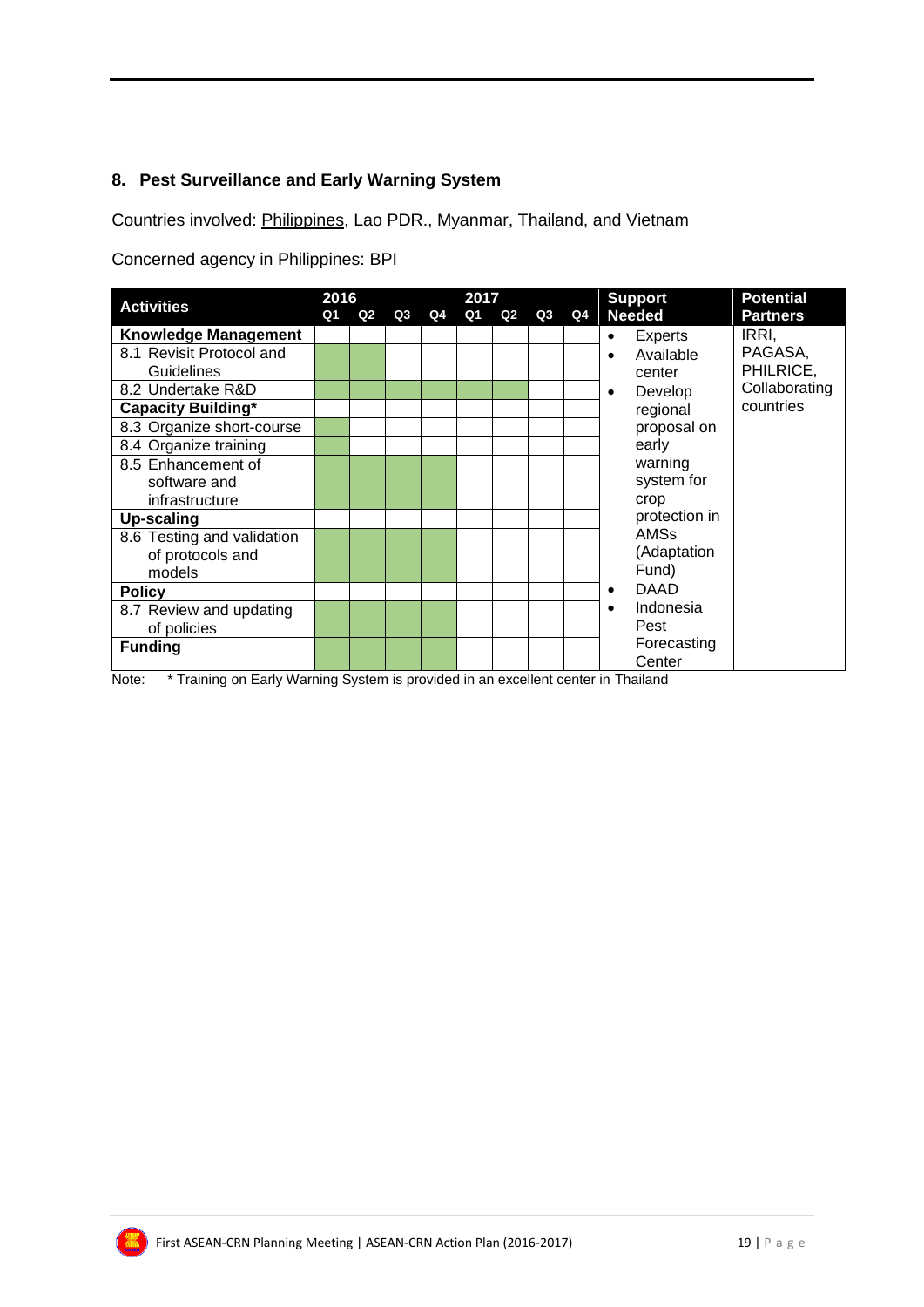## 8. Pest Surveillance and Early Warning System

Countries involved: Philippines, Lao PDR., Myanmar, Thailand, and Vietnam

Concerned agency in Philippines: BPI

| Activities | 2016 Q1 | Q2 | Q3 | Q4 | 2017 Q1 | Q2 | Q3 | Q4 | Support Needed | Potential Partners |
|---|---|---|---|---|---|---|---|---|---|---|
| **Knowledge Management** | | | | | | | | | • Experts<br>• Available center<br>• Develop regional proposal on early warning system for crop protection in AMSs (Adaptation Fund)<br>• DAAD<br>• Indonesia Pest Forecasting Center | IRRI, PAGASA, PHILRICE, Collaborating countries |
| 8.1 Revisit Protocol and Guidelines | ■ | ■ | | | | | | | | |
| 8.2 Undertake R&D | ■ | ■ | ■ | ■ | ■ | ■ | | | | |
| **Capacity Building*** | | | | | | | | | | |
| 8.3 Organize short-course | ■ | | | | | | | | | |
| 8.4 Organize training | ■ | | | | | | | | | |
| 8.5 Enhancement of software and infrastructure | ■ | ■ | ■ | ■ | | | | | | |
| **Up-scaling** | | | | | | | | | | |
| 8.6 Testing and validation of protocols and models | ■ | ■ | ■ | ■ | | | | | | |
| **Policy** | | | | | | | | | | |
| 8.7 Review and updating of policies | ■ | ■ | ■ | ■ | | | | | | |
| **Funding** | ■ | ■ | ■ | ■ | | | | | | |

Note: * Training on Early Warning System is provided in an excellent center in Thailand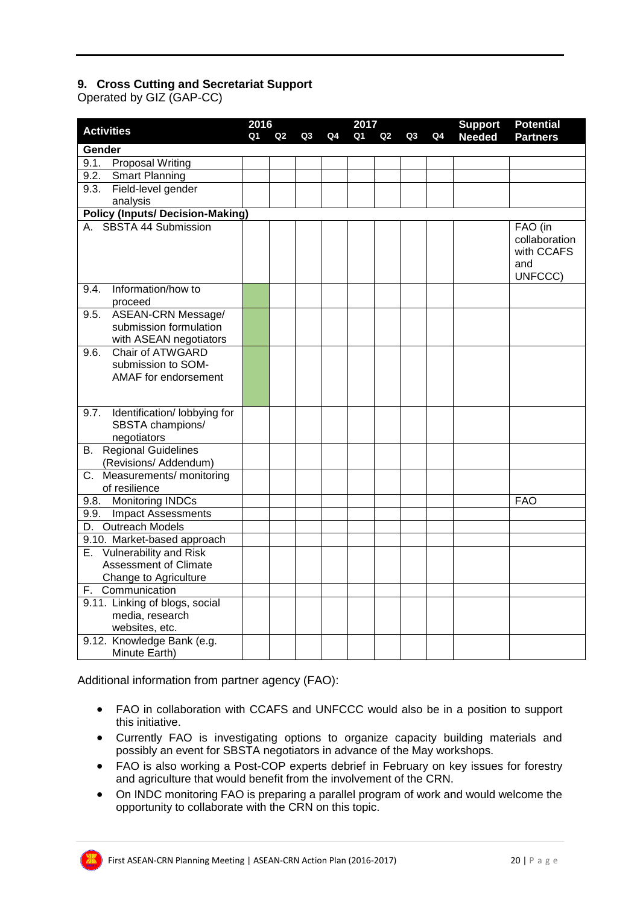### 9. Cross Cutting and Secretariat Support

Operated by GIZ (GAP-CC)

| Activities | 2016 | | | | 2017 | | | | Support Needed | Potential Partners |
|---|---|---|---|---|---|---|---|---|---|---|
| | Q1 | Q2 | Q3 | Q4 | Q1 | Q2 | Q3 | Q4 | | |
| **Gender** | | | | | | | | | | |
| 9.1. Proposal Writing | | | | | | | | | | |
| 9.2. Smart Planning | | | | | | | | | | |
| 9.3. Field-level gender analysis | | | | | | | | | | |
| **Policy (Inputs/ Decision-Making)** | | | | | | | | | | |
| A. SBSTA 44 Submission | | | | | | | | | | FAO (in collaboration with CCAFS and UNFCCC) |
| 9.4. Information/how to proceed | | | | | | | | | | |
| 9.5. ASEAN-CRN Message/ submission formulation with ASEAN negotiators | | | | | | | | | | |
| 9.6. Chair of ATWGARD submission to SOM-AMAF for endorsement | | | | | | | | | | |
| 9.7. Identification/ lobbying for SBSTA champions/ negotiators | | | | | | | | | | |
| B. Regional Guidelines (Revisions/ Addendum) | | | | | | | | | | |
| C. Measurements/ monitoring of resilience | | | | | | | | | | |
| 9.8. Monitoring INDCs | | | | | | | | | | FAO |
| 9.9. Impact Assessments | | | | | | | | | | |
| D. Outreach Models | | | | | | | | | | |
| 9.10. Market-based approach | | | | | | | | | | |
| E. Vulnerability and Risk Assessment of Climate Change to Agriculture | | | | | | | | | | |
| F. Communication | | | | | | | | | | |
| 9.11. Linking of blogs, social media, research websites, etc. | | | | | | | | | | |
| 9.12. Knowledge Bank (e.g. Minute Earth) | | | | | | | | | | |

Additional information from partner agency (FAO):

- FAO in collaboration with CCAFS and UNFCCC would also be in a position to support this initiative.
- Currently FAO is investigating options to organize capacity building materials and possibly an event for SBSTA negotiators in advance of the May workshops.
- FAO is also working a Post-COP experts debrief in February on key issues for forestry and agriculture that would benefit from the involvement of the CRN.
- On INDC monitoring FAO is preparing a parallel program of work and would welcome the opportunity to collaborate with the CRN on this topic.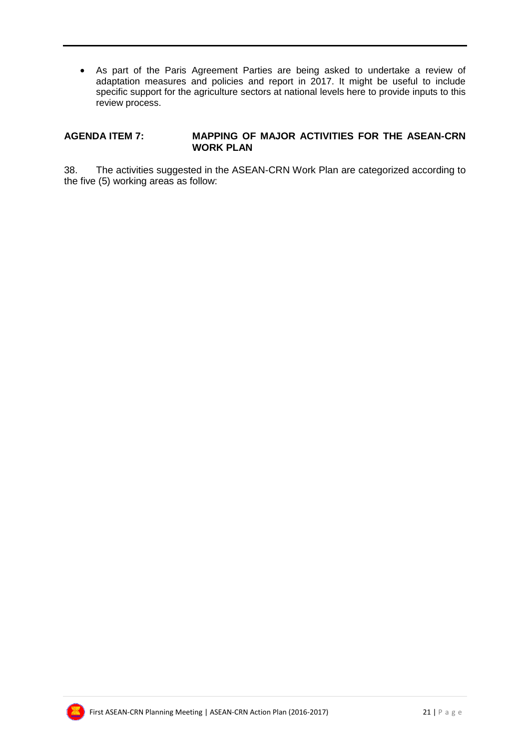- As part of the Paris Agreement Parties are being asked to undertake a review of adaptation measures and policies and report in 2017. It might be useful to include specific support for the agriculture sectors at national levels here to provide inputs to this review process.

## AGENDA ITEM 7: MAPPING OF MAJOR ACTIVITIES FOR THE ASEAN-CRN WORK PLAN

38. The activities suggested in the ASEAN-CRN Work Plan are categorized according to the five (5) working areas as follow: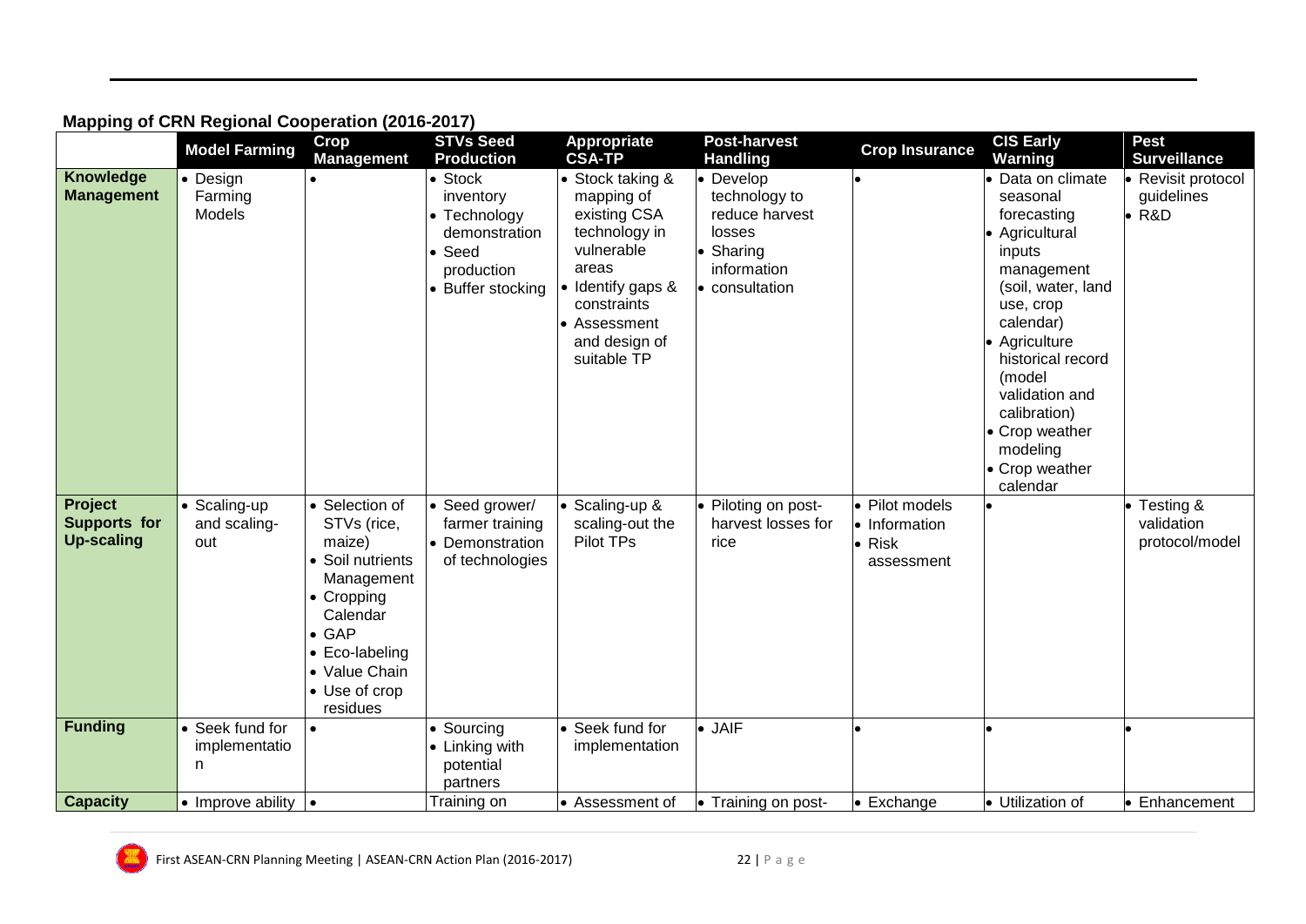**Mapping of CRN Regional Cooperation (2016-2017)**

| | Model Farming | Crop Management | STVs Seed Production | Appropriate CSA-TP | Post-harvest Handling | Crop Insurance | CIS Early Warning | Pest Surveillance |
|---|---|---|---|---|---|---|---|---|
| **Knowledge Management** | • Design Farming Models | • | • Stock inventory<br>• Technology demonstration<br>• Seed production<br>• Buffer stocking | • Stock taking & mapping of existing CSA technology in vulnerable areas<br>• Identify gaps & constraints<br>• Assessment and design of suitable TP | • Develop technology to reduce harvest losses<br>• Sharing information<br>• consultation | • | • Data on climate seasonal forecasting<br>• Agricultural inputs management (soil, water, land use, crop calendar)<br>• Agriculture historical record (model validation and calibration)<br>• Crop weather modeling<br>• Crop weather calendar | • Revisit protocol guidelines<br>• R&D |
| **Project Supports for Up-scaling** | • Scaling-up and scaling-out | • Selection of STVs (rice, maize)<br>• Soil nutrients Management<br>• Cropping Calendar<br>• GAP<br>• Eco-labeling<br>• Value Chain<br>• Use of crop residues | • Seed grower/ farmer training<br>• Demonstration of technologies | • Scaling-up & scaling-out the Pilot TPs | • Piloting on post-harvest losses for rice | • Pilot models<br>• Information<br>• Risk assessment | • | • Testing & validation protocol/model |
| **Funding** | • Seek fund for implementation | • | • Sourcing<br>• Linking with potential partners | • Seek fund for implementation | • JAIF | • | • | • |
| **Capacity** | • Improve ability | • | Training on | • Assessment of | • Training on post- | • Exchange | • Utilization of | • Enhancement |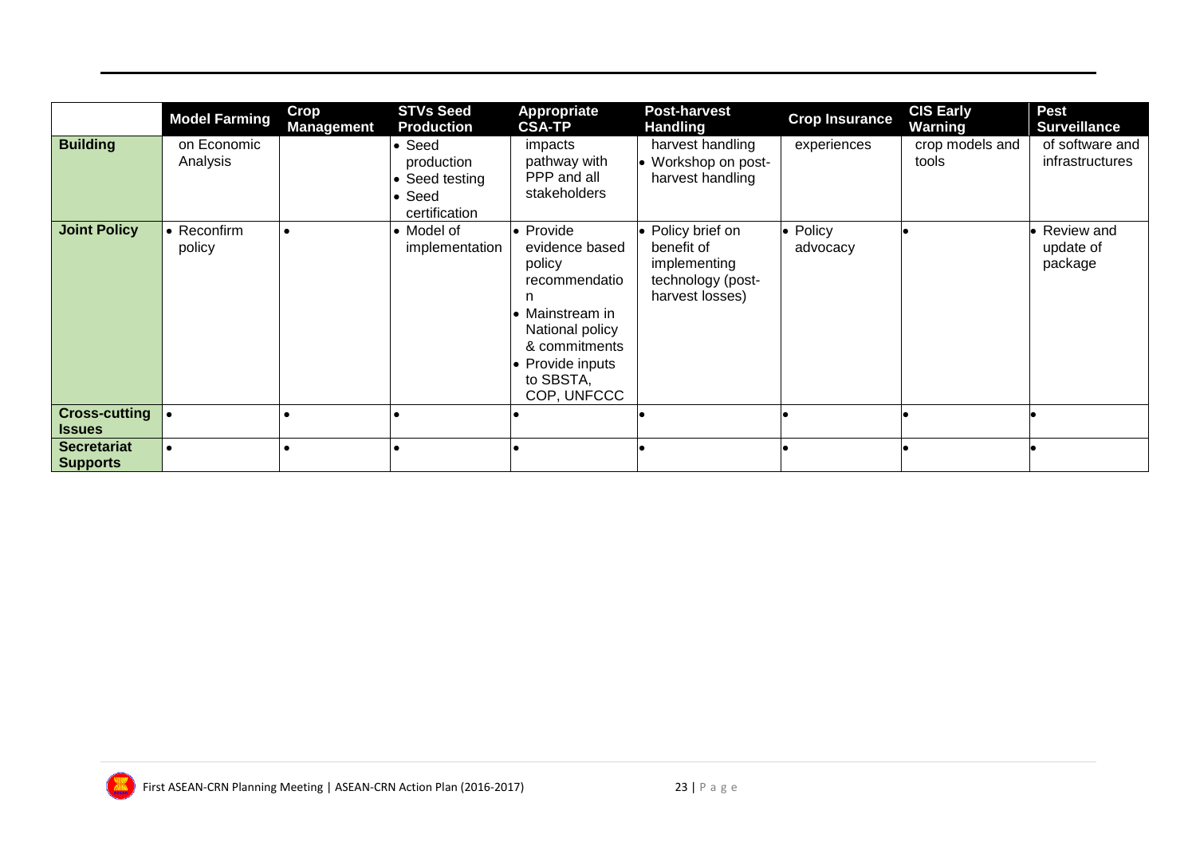| | Model Farming | Crop Management | STVs Seed Production | Appropriate CSA-TP | Post-harvest Handling | Crop Insurance | CIS Early Warning | Pest Surveillance |
|---|---|---|---|---|---|---|---|---|
| **Building** | on Economic Analysis | | • Seed production<br>• Seed testing<br>• Seed certification | impacts pathway with PPP and all stakeholders | harvest handling<br>• Workshop on post-harvest handling | experiences | crop models and tools | of software and infrastructures |
| **Joint Policy** | • Reconfirm policy | • | • Model of implementation | • Provide evidence based policy recommendation<br>• Mainstream in National policy & commitments<br>• Provide inputs to SBSTA, COP, UNFCCC | • Policy brief on benefit of implementing technology (post-harvest losses) | • Policy advocacy | • | • Review and update of package |
| **Cross-cutting Issues** | • | • | • | • | • | • | • | • |
| **Secretariat Supports** | • | • | • | • | • | • | • | • |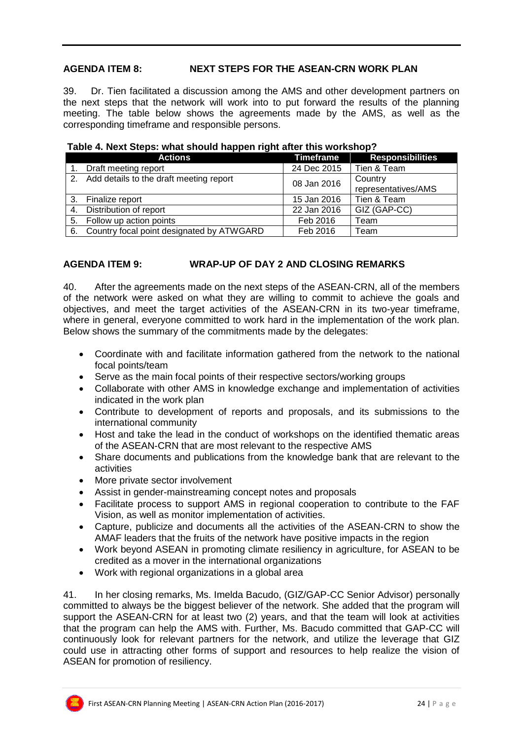## AGENDA ITEM 8: NEXT STEPS FOR THE ASEAN-CRN WORK PLAN

39. Dr. Tien facilitated a discussion among the AMS and other development partners on the next steps that the network will work into to put forward the results of the planning meeting. The table below shows the agreements made by the AMS, as well as the corresponding timeframe and responsible persons.

**Table 4. Next Steps: what should happen right after this workshop?**

| Actions | Timeframe | Responsibilities |
|---|---|---|
| 1. Draft meeting report | 24 Dec 2015 | Tien & Team |
| 2. Add details to the draft meeting report | 08 Jan 2016 | Country representatives/AMS |
| 3. Finalize report | 15 Jan 2016 | Tien & Team |
| 4. Distribution of report | 22 Jan 2016 | GIZ (GAP-CC) |
| 5. Follow up action points | Feb 2016 | Team |
| 6. Country focal point designated by ATWGARD | Feb 2016 | Team |

## AGENDA ITEM 9: WRAP-UP OF DAY 2 AND CLOSING REMARKS

40. After the agreements made on the next steps of the ASEAN-CRN, all of the members of the network were asked on what they are willing to commit to achieve the goals and objectives, and meet the target activities of the ASEAN-CRN in its two-year timeframe, where in general, everyone committed to work hard in the implementation of the work plan. Below shows the summary of the commitments made by the delegates:

- Coordinate with and facilitate information gathered from the network to the national focal points/team
- Serve as the main focal points of their respective sectors/working groups
- Collaborate with other AMS in knowledge exchange and implementation of activities indicated in the work plan
- Contribute to development of reports and proposals, and its submissions to the international community
- Host and take the lead in the conduct of workshops on the identified thematic areas of the ASEAN-CRN that are most relevant to the respective AMS
- Share documents and publications from the knowledge bank that are relevant to the activities
- More private sector involvement
- Assist in gender-mainstreaming concept notes and proposals
- Facilitate process to support AMS in regional cooperation to contribute to the FAF Vision, as well as monitor implementation of activities.
- Capture, publicize and documents all the activities of the ASEAN-CRN to show the AMAF leaders that the fruits of the network have positive impacts in the region
- Work beyond ASEAN in promoting climate resiliency in agriculture, for ASEAN to be credited as a mover in the international organizations
- Work with regional organizations in a global area

41. In her closing remarks, Ms. Imelda Bacudo, (GIZ/GAP-CC Senior Advisor) personally committed to always be the biggest believer of the network. She added that the program will support the ASEAN-CRN for at least two (2) years, and that the team will look at activities that the program can help the AMS with. Further, Ms. Bacudo committed that GAP-CC will continuously look for relevant partners for the network, and utilize the leverage that GIZ could use in attracting other forms of support and resources to help realize the vision of ASEAN for promotion of resiliency.